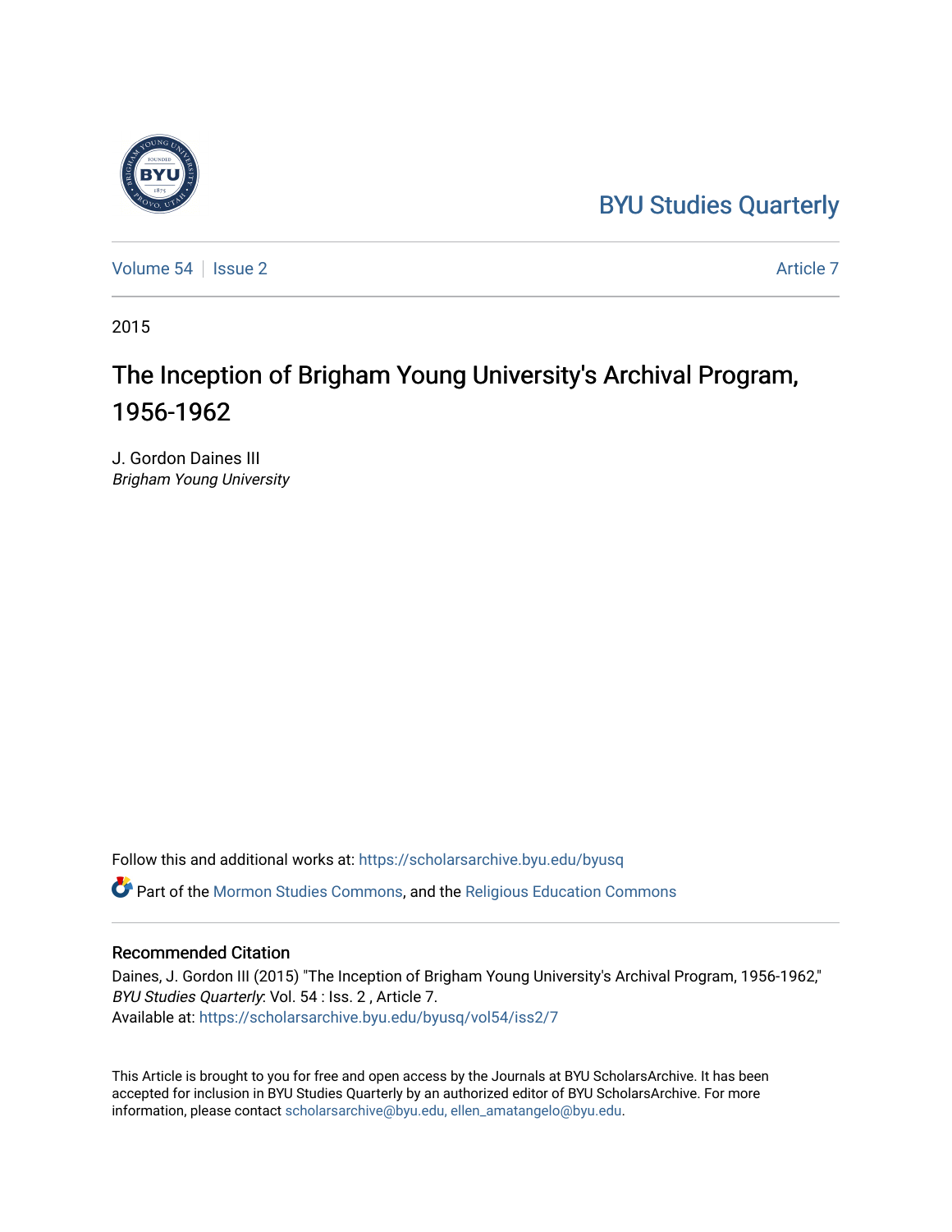BYU Studies Quarterly

Volume 54 | Issue 2 | Article 7

2015

# The Inception of Brigham Young University's Archival Program, 1956-1962

J. Gordon Daines III
*Brigham Young University*

Follow this and additional works at: https://scholarsarchive.byu.edu/byusq

Part of the Mormon Studies Commons, and the Religious Education Commons

## Recommended Citation

Daines, J. Gordon III (2015) "The Inception of Brigham Young University's Archival Program, 1956-1962," *BYU Studies Quarterly*: Vol. 54 : Iss. 2 , Article 7.
Available at: https://scholarsarchive.byu.edu/byusq/vol54/iss2/7

This Article is brought to you for free and open access by the Journals at BYU ScholarsArchive. It has been accepted for inclusion in BYU Studies Quarterly by an authorized editor of BYU ScholarsArchive. For more information, please contact scholarsarchive@byu.edu, ellen_amatangelo@byu.edu.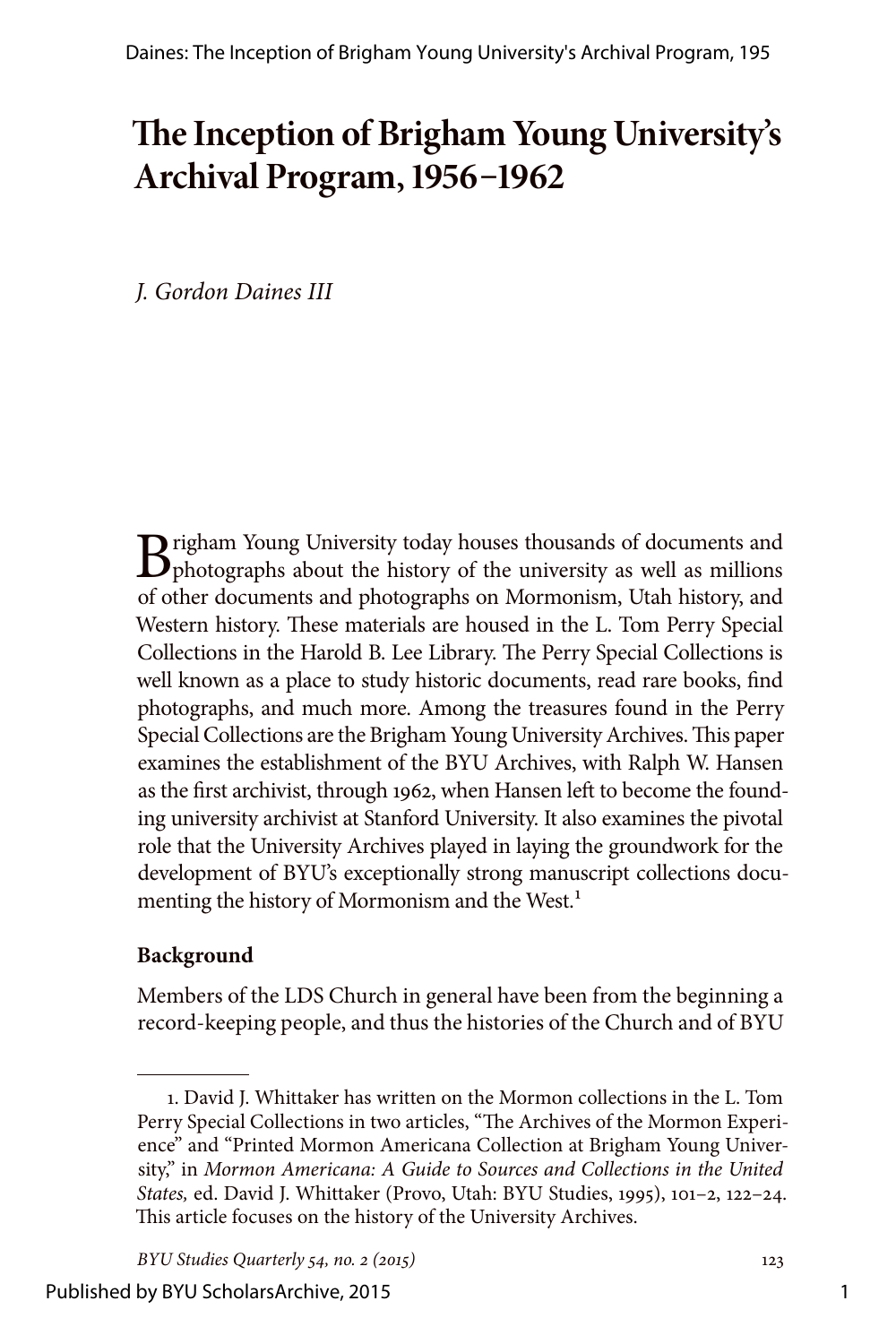# The Inception of Brigham Young University's Archival Program, 1956–1962

*J. Gordon Daines III*

Brigham Young University today houses thousands of documents and photographs about the history of the university as well as millions of other documents and photographs on Mormonism, Utah history, and Western history. These materials are housed in the L. Tom Perry Special Collections in the Harold B. Lee Library. The Perry Special Collections is well known as a place to study historic documents, read rare books, find photographs, and much more. Among the treasures found in the Perry Special Collections are the Brigham Young University Archives. This paper examines the establishment of the BYU Archives, with Ralph W. Hansen as the first archivist, through 1962, when Hansen left to become the founding university archivist at Stanford University. It also examines the pivotal role that the University Archives played in laying the groundwork for the development of BYU's exceptionally strong manuscript collections documenting the history of Mormonism and the West.[1]

## Background

Members of the LDS Church in general have been from the beginning a record-keeping people, and thus the histories of the Church and of BYU

1. David J. Whittaker has written on the Mormon collections in the L. Tom Perry Special Collections in two articles, "The Archives of the Mormon Experience" and "Printed Mormon Americana Collection at Brigham Young University," in *Mormon Americana: A Guide to Sources and Collections in the United States,* ed. David J. Whittaker (Provo, Utah: BYU Studies, 1995), 101–2, 122–24. This article focuses on the history of the University Archives.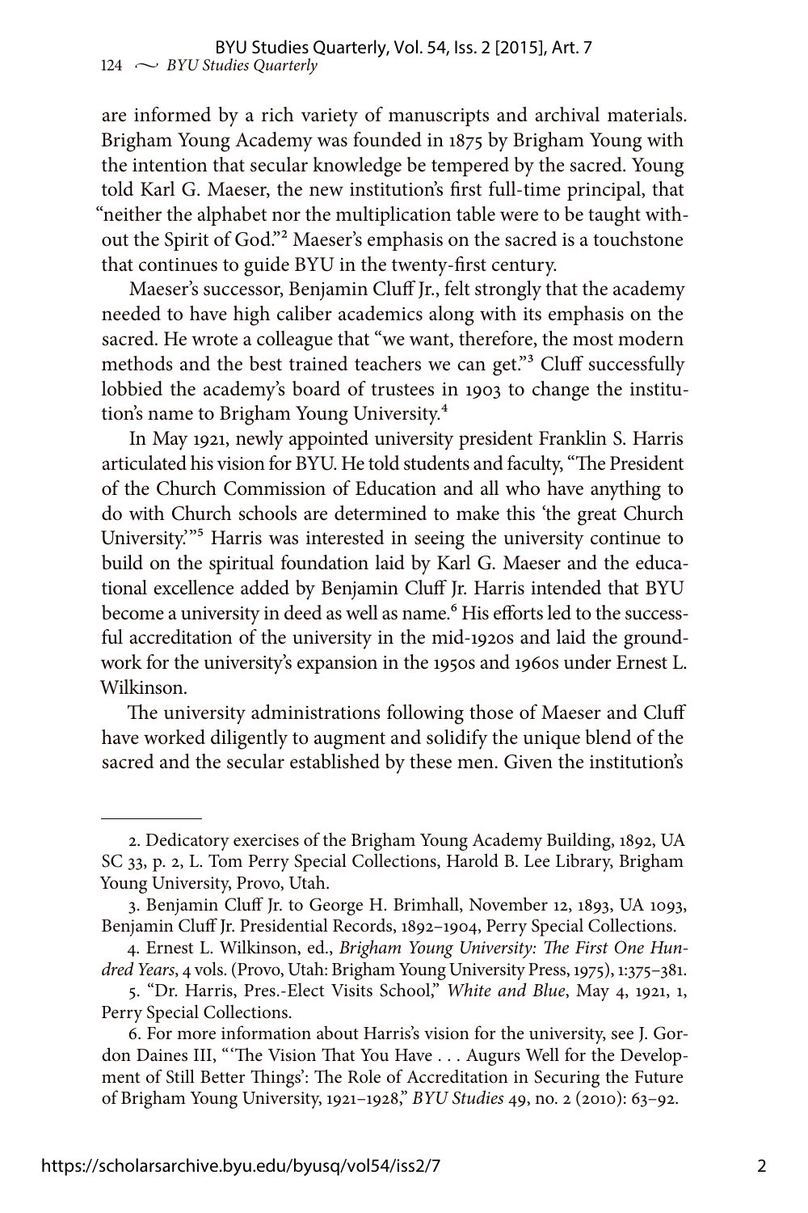are informed by a rich variety of manuscripts and archival materials. Brigham Young Academy was founded in 1875 by Brigham Young with the intention that secular knowledge be tempered by the sacred. Young told Karl G. Maeser, the new institution's first full-time principal, that "neither the alphabet nor the multiplication table were to be taught without the Spirit of God."[2] Maeser's emphasis on the sacred is a touchstone that continues to guide BYU in the twenty-first century.

Maeser's successor, Benjamin Cluff Jr., felt strongly that the academy needed to have high caliber academics along with its emphasis on the sacred. He wrote a colleague that "we want, therefore, the most modern methods and the best trained teachers we can get."[3] Cluff successfully lobbied the academy's board of trustees in 1903 to change the institution's name to Brigham Young University.[4]

In May 1921, newly appointed university president Franklin S. Harris articulated his vision for BYU. He told students and faculty, "The President of the Church Commission of Education and all who have anything to do with Church schools are determined to make this 'the great Church University.'"[5] Harris was interested in seeing the university continue to build on the spiritual foundation laid by Karl G. Maeser and the educational excellence added by Benjamin Cluff Jr. Harris intended that BYU become a university in deed as well as name.[6] His efforts led to the successful accreditation of the university in the mid-1920s and laid the groundwork for the university's expansion in the 1950s and 1960s under Ernest L. Wilkinson.

The university administrations following those of Maeser and Cluff have worked diligently to augment and solidify the unique blend of the sacred and the secular established by these men. Given the institution's

---

2. Dedicatory exercises of the Brigham Young Academy Building, 1892, UA SC 33, p. 2, L. Tom Perry Special Collections, Harold B. Lee Library, Brigham Young University, Provo, Utah.

3. Benjamin Cluff Jr. to George H. Brimhall, November 12, 1893, UA 1093, Benjamin Cluff Jr. Presidential Records, 1892–1904, Perry Special Collections.

4. Ernest L. Wilkinson, ed., *Brigham Young University: The First One Hundred Years*, 4 vols. (Provo, Utah: Brigham Young University Press, 1975), 1:375–381.

5. "Dr. Harris, Pres.-Elect Visits School," *White and Blue*, May 4, 1921, 1, Perry Special Collections.

6. For more information about Harris's vision for the university, see J. Gordon Daines III, "'The Vision That You Have . . . Augurs Well for the Development of Still Better Things': The Role of Accreditation in Securing the Future of Brigham Young University, 1921–1928," *BYU Studies* 49, no. 2 (2010): 63–92.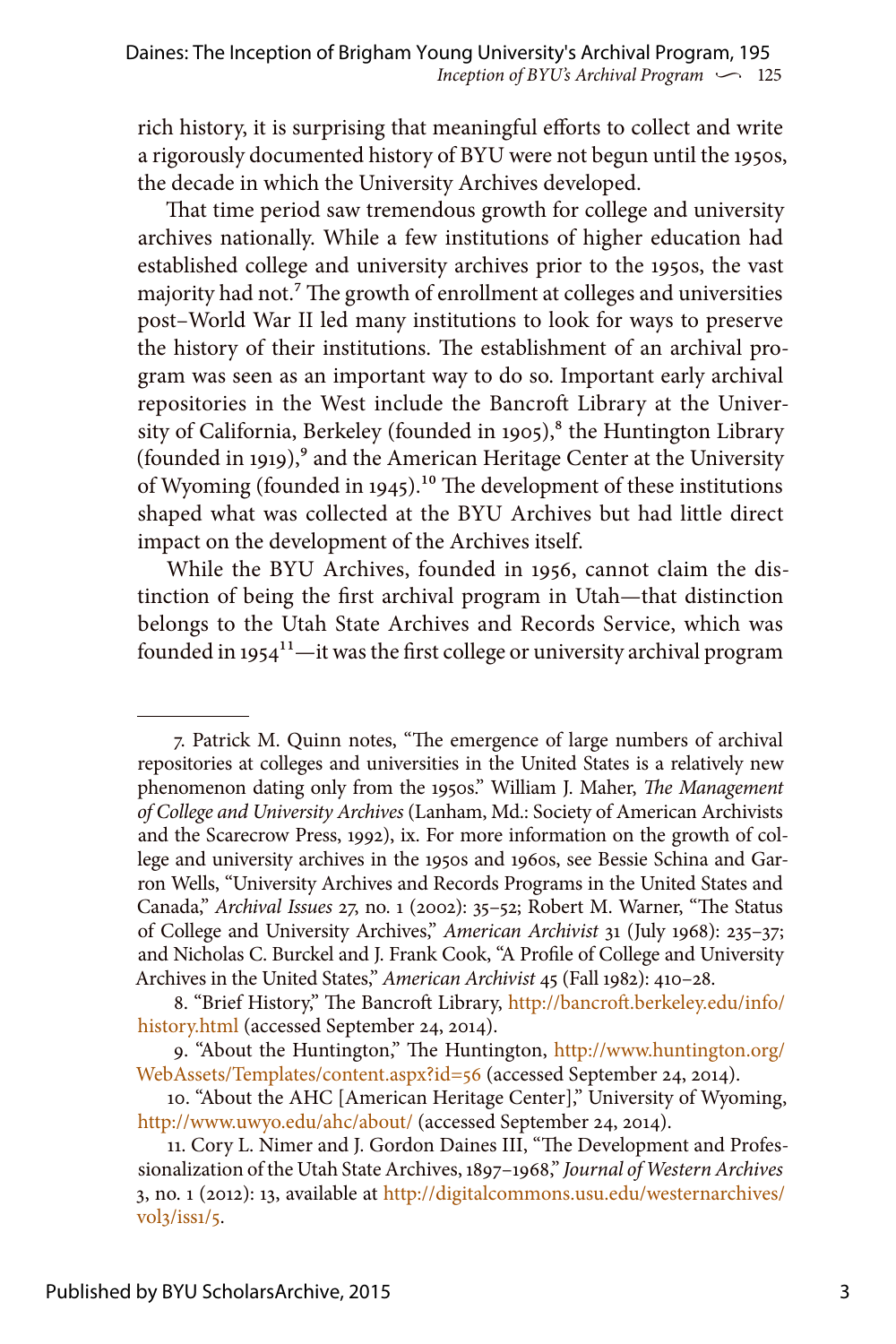rich history, it is surprising that meaningful efforts to collect and write a rigorously documented history of BYU were not begun until the 1950s, the decade in which the University Archives developed.

That time period saw tremendous growth for college and university archives nationally. While a few institutions of higher education had established college and university archives prior to the 1950s, the vast majority had not.[7] The growth of enrollment at colleges and universities post–World War II led many institutions to look for ways to preserve the history of their institutions. The establishment of an archival program was seen as an important way to do so. Important early archival repositories in the West include the Bancroft Library at the University of California, Berkeley (founded in 1905),[8] the Huntington Library (founded in 1919),[9] and the American Heritage Center at the University of Wyoming (founded in 1945).[10] The development of these institutions shaped what was collected at the BYU Archives but had little direct impact on the development of the Archives itself.

While the BYU Archives, founded in 1956, cannot claim the distinction of being the first archival program in Utah—that distinction belongs to the Utah State Archives and Records Service, which was founded in 1954[11]—it was the first college or university archival program

---

7. Patrick M. Quinn notes, "The emergence of large numbers of archival repositories at colleges and universities in the United States is a relatively new phenomenon dating only from the 1950s." William J. Maher, *The Management of College and University Archives* (Lanham, Md.: Society of American Archivists and the Scarecrow Press, 1992), ix. For more information on the growth of college and university archives in the 1950s and 1960s, see Bessie Schina and Garron Wells, "University Archives and Records Programs in the United States and Canada," *Archival Issues* 27, no. 1 (2002): 35–52; Robert M. Warner, "The Status of College and University Archives," *American Archivist* 31 (July 1968): 235–37; and Nicholas C. Burckel and J. Frank Cook, "A Profile of College and University Archives in the United States," *American Archivist* 45 (Fall 1982): 410–28.

8. "Brief History," The Bancroft Library, http://bancroft.berkeley.edu/info/history.html (accessed September 24, 2014).

9. "About the Huntington," The Huntington, http://www.huntington.org/WebAssets/Templates/content.aspx?id=56 (accessed September 24, 2014).

10. "About the AHC [American Heritage Center]," University of Wyoming, http://www.uwyo.edu/ahc/about/ (accessed September 24, 2014).

11. Cory L. Nimer and J. Gordon Daines III, "The Development and Professionalization of the Utah State Archives, 1897–1968," *Journal of Western Archives* 3, no. 1 (2012): 13, available at http://digitalcommons.usu.edu/westernarchives/vol3/iss1/5.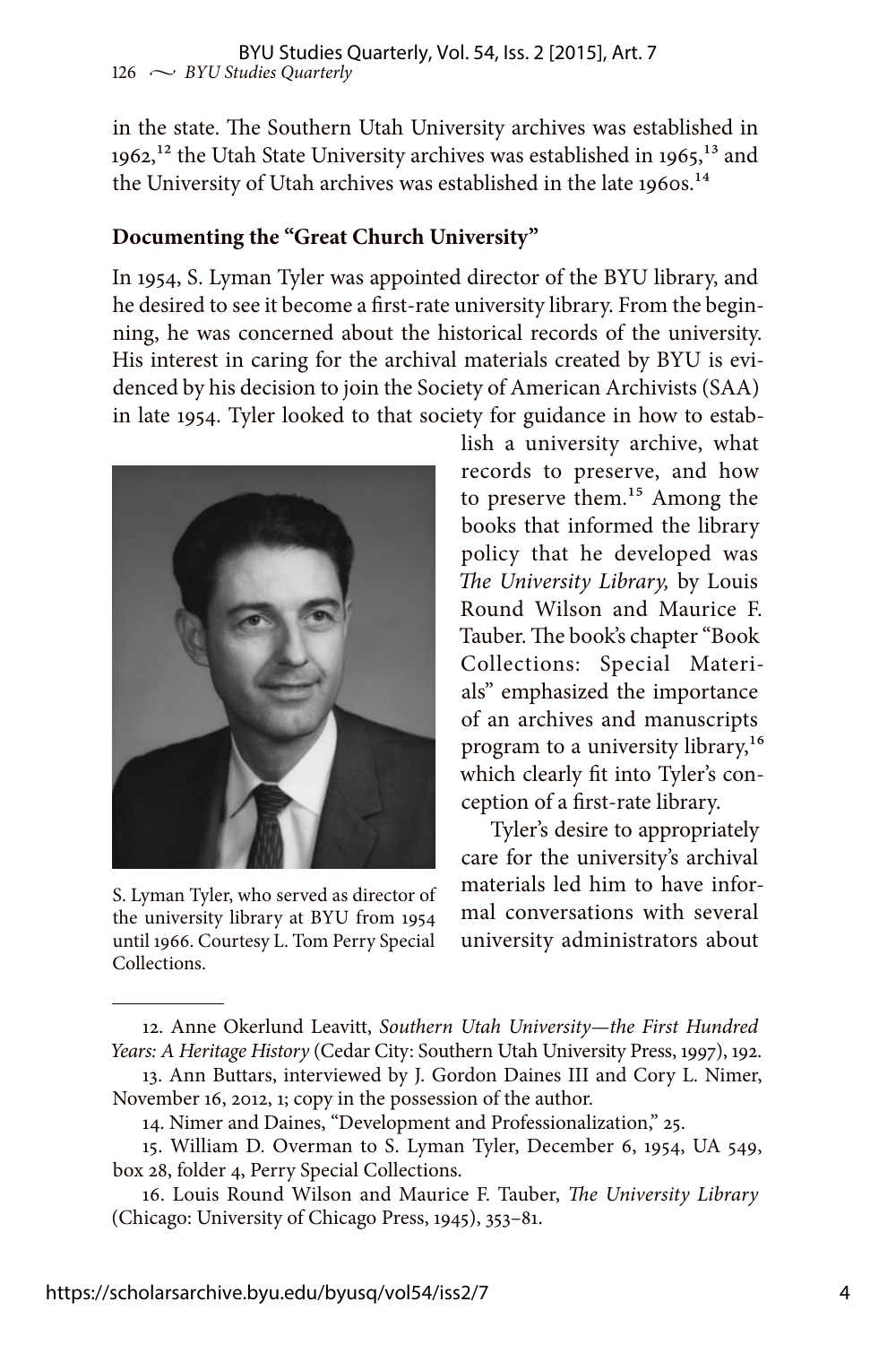in the state. The Southern Utah University archives was established in 1962,[12] the Utah State University archives was established in 1965,[13] and the University of Utah archives was established in the late 1960s.[14]

## Documenting the "Great Church University"

In 1954, S. Lyman Tyler was appointed director of the BYU library, and he desired to see it become a first-rate university library. From the beginning, he was concerned about the historical records of the university. His interest in caring for the archival materials created by BYU is evidenced by his decision to join the Society of American Archivists (SAA) in late 1954. Tyler looked to that society for guidance in how to establish a university archive, what records to preserve, and how to preserve them.[15] Among the books that informed the library policy that he developed was *The University Library,* by Louis Round Wilson and Maurice F. Tauber. The book's chapter "Book Collections: Special Materials" emphasized the importance of an archives and manuscripts program to a university library,[16] which clearly fit into Tyler's conception of a first-rate library.

S. Lyman Tyler, who served as director of the university library at BYU from 1954 until 1966. Courtesy L. Tom Perry Special Collections.

Tyler's desire to appropriately care for the university's archival materials led him to have informal conversations with several university administrators about

---

12. Anne Okerlund Leavitt, *Southern Utah University—the First Hundred Years: A Heritage History* (Cedar City: Southern Utah University Press, 1997), 192.

13. Ann Buttars, interviewed by J. Gordon Daines III and Cory L. Nimer, November 16, 2012, 1; copy in the possession of the author.

14. Nimer and Daines, "Development and Professionalization," 25.

15. William D. Overman to S. Lyman Tyler, December 6, 1954, UA 549, box 28, folder 4, Perry Special Collections.

16. Louis Round Wilson and Maurice F. Tauber, *The University Library* (Chicago: University of Chicago Press, 1945), 353–81.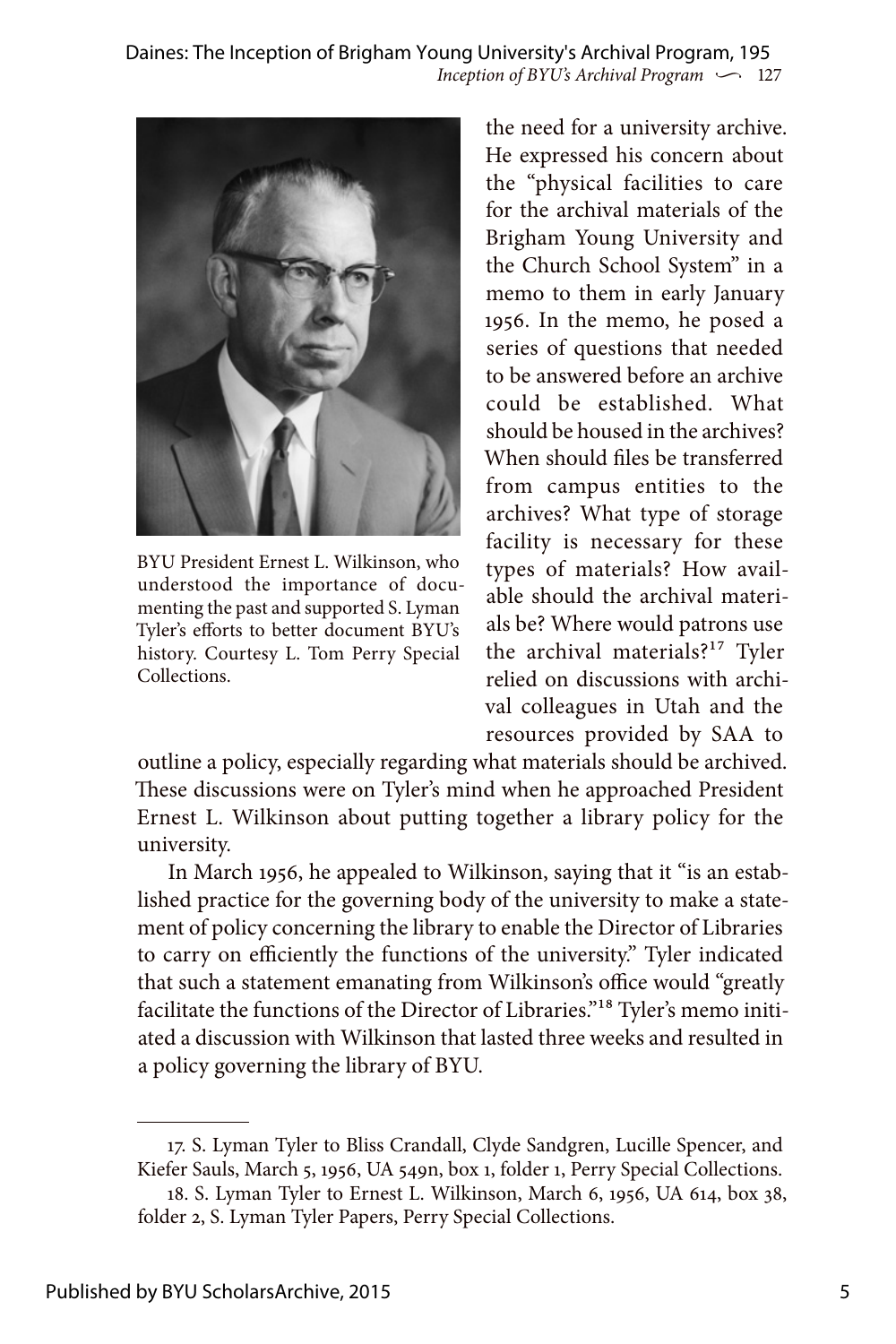BYU President Ernest L. Wilkinson, who understood the importance of documenting the past and supported S. Lyman Tyler's efforts to better document BYU's history. Courtesy L. Tom Perry Special Collections.

the need for a university archive. He expressed his concern about the "physical facilities to care for the archival materials of the Brigham Young University and the Church School System" in a memo to them in early January 1956. In the memo, he posed a series of questions that needed to be answered before an archive could be established. What should be housed in the archives? When should files be transferred from campus entities to the archives? What type of storage facility is necessary for these types of materials? How available should the archival materials be? Where would patrons use the archival materials?[17] Tyler relied on discussions with archival colleagues in Utah and the resources provided by SAA to outline a policy, especially regarding what materials should be archived. These discussions were on Tyler's mind when he approached President Ernest L. Wilkinson about putting together a library policy for the university.

In March 1956, he appealed to Wilkinson, saying that it "is an established practice for the governing body of the university to make a statement of policy concerning the library to enable the Director of Libraries to carry on efficiently the functions of the university." Tyler indicated that such a statement emanating from Wilkinson's office would "greatly facilitate the functions of the Director of Libraries."[18] Tyler's memo initiated a discussion with Wilkinson that lasted three weeks and resulted in a policy governing the library of BYU.

---

17. S. Lyman Tyler to Bliss Crandall, Clyde Sandgren, Lucille Spencer, and Kiefer Sauls, March 5, 1956, UA 549n, box 1, folder 1, Perry Special Collections.

18. S. Lyman Tyler to Ernest L. Wilkinson, March 6, 1956, UA 614, box 38, folder 2, S. Lyman Tyler Papers, Perry Special Collections.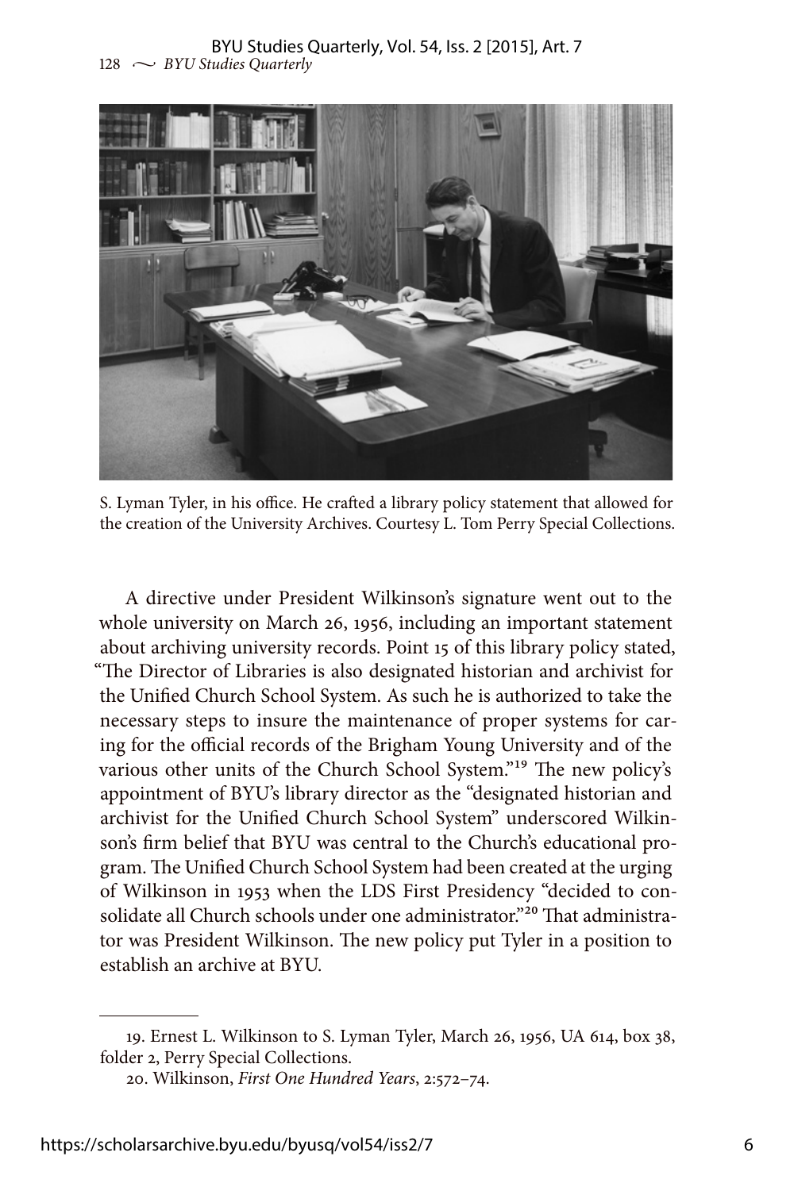S. Lyman Tyler, in his office. He crafted a library policy statement that allowed for the creation of the University Archives. Courtesy L. Tom Perry Special Collections.

A directive under President Wilkinson's signature went out to the whole university on March 26, 1956, including an important statement about archiving university records. Point 15 of this library policy stated, "The Director of Libraries is also designated historian and archivist for the Unified Church School System. As such he is authorized to take the necessary steps to insure the maintenance of proper systems for caring for the official records of the Brigham Young University and of the various other units of the Church School System."[19] The new policy's appointment of BYU's library director as the "designated historian and archivist for the Unified Church School System" underscored Wilkinson's firm belief that BYU was central to the Church's educational program. The Unified Church School System had been created at the urging of Wilkinson in 1953 when the LDS First Presidency "decided to consolidate all Church schools under one administrator."[20] That administrator was President Wilkinson. The new policy put Tyler in a position to establish an archive at BYU.

---

19. Ernest L. Wilkinson to S. Lyman Tyler, March 26, 1956, UA 614, box 38, folder 2, Perry Special Collections.

20. Wilkinson, *First One Hundred Years*, 2:572–74.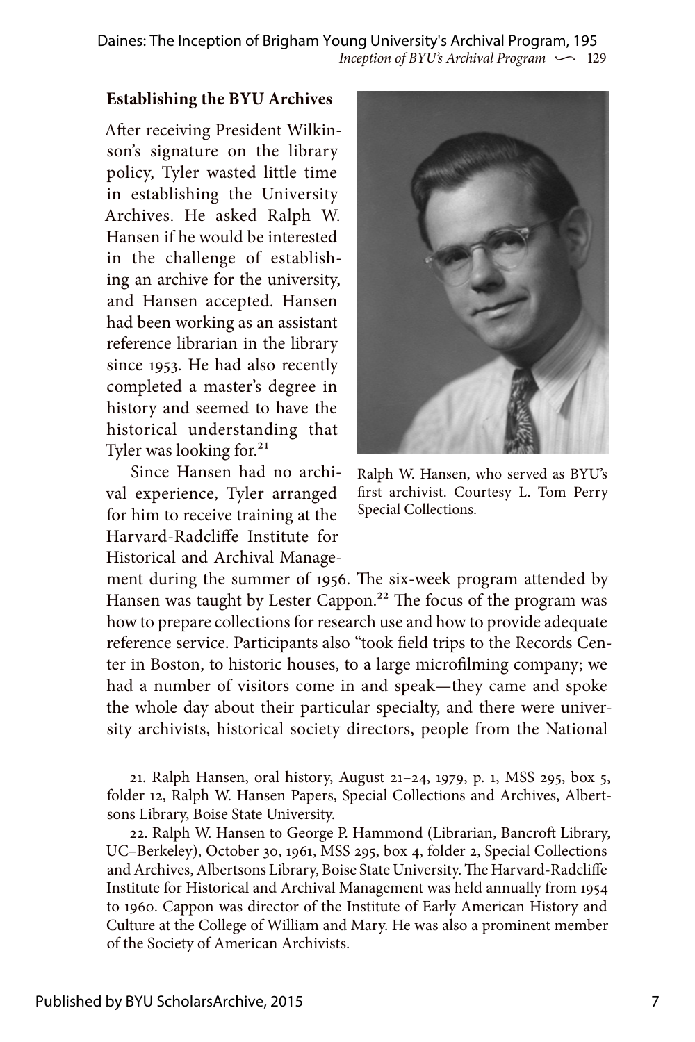### Establishing the BYU Archives

After receiving President Wilkinson's signature on the library policy, Tyler wasted little time in establishing the University Archives. He asked Ralph W. Hansen if he would be interested in the challenge of establishing an archive for the university, and Hansen accepted. Hansen had been working as an assistant reference librarian in the library since 1953. He had also recently completed a master's degree in history and seemed to have the historical understanding that Tyler was looking for.[21]

Ralph W. Hansen, who served as BYU's first archivist. Courtesy L. Tom Perry Special Collections.

Since Hansen had no archival experience, Tyler arranged for him to receive training at the Harvard-Radcliffe Institute for Historical and Archival Management during the summer of 1956. The six-week program attended by Hansen was taught by Lester Cappon.[22] The focus of the program was how to prepare collections for research use and how to provide adequate reference service. Participants also "took field trips to the Records Center in Boston, to historic houses, to a large microfilming company; we had a number of visitors come in and speak—they came and spoke the whole day about their particular specialty, and there were university archivists, historical society directors, people from the National

---

21. Ralph Hansen, oral history, August 21–24, 1979, p. 1, MSS 295, box 5, folder 12, Ralph W. Hansen Papers, Special Collections and Archives, Albertsons Library, Boise State University.

22. Ralph W. Hansen to George P. Hammond (Librarian, Bancroft Library, UC–Berkeley), October 30, 1961, MSS 295, box 4, folder 2, Special Collections and Archives, Albertsons Library, Boise State University. The Harvard-Radcliffe Institute for Historical and Archival Management was held annually from 1954 to 1960. Cappon was director of the Institute of Early American History and Culture at the College of William and Mary. He was also a prominent member of the Society of American Archivists.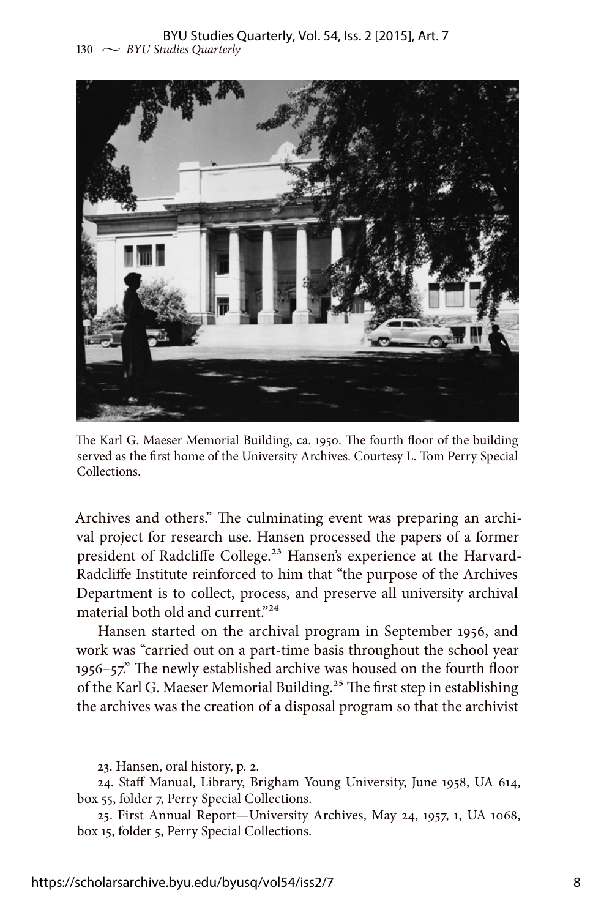The Karl G. Maeser Memorial Building, ca. 1950. The fourth floor of the building served as the first home of the University Archives. Courtesy L. Tom Perry Special Collections.

Archives and others." The culminating event was preparing an archival project for research use. Hansen processed the papers of a former president of Radcliffe College.[23] Hansen's experience at the Harvard-Radcliffe Institute reinforced to him that "the purpose of the Archives Department is to collect, process, and preserve all university archival material both old and current."[24]

Hansen started on the archival program in September 1956, and work was "carried out on a part-time basis throughout the school year 1956–57." The newly established archive was housed on the fourth floor of the Karl G. Maeser Memorial Building.[25] The first step in establishing the archives was the creation of a disposal program so that the archivist

---

23. Hansen, oral history, p. 2.

24. Staff Manual, Library, Brigham Young University, June 1958, UA 614, box 55, folder 7, Perry Special Collections.

25. First Annual Report—University Archives, May 24, 1957, 1, UA 1068, box 15, folder 5, Perry Special Collections.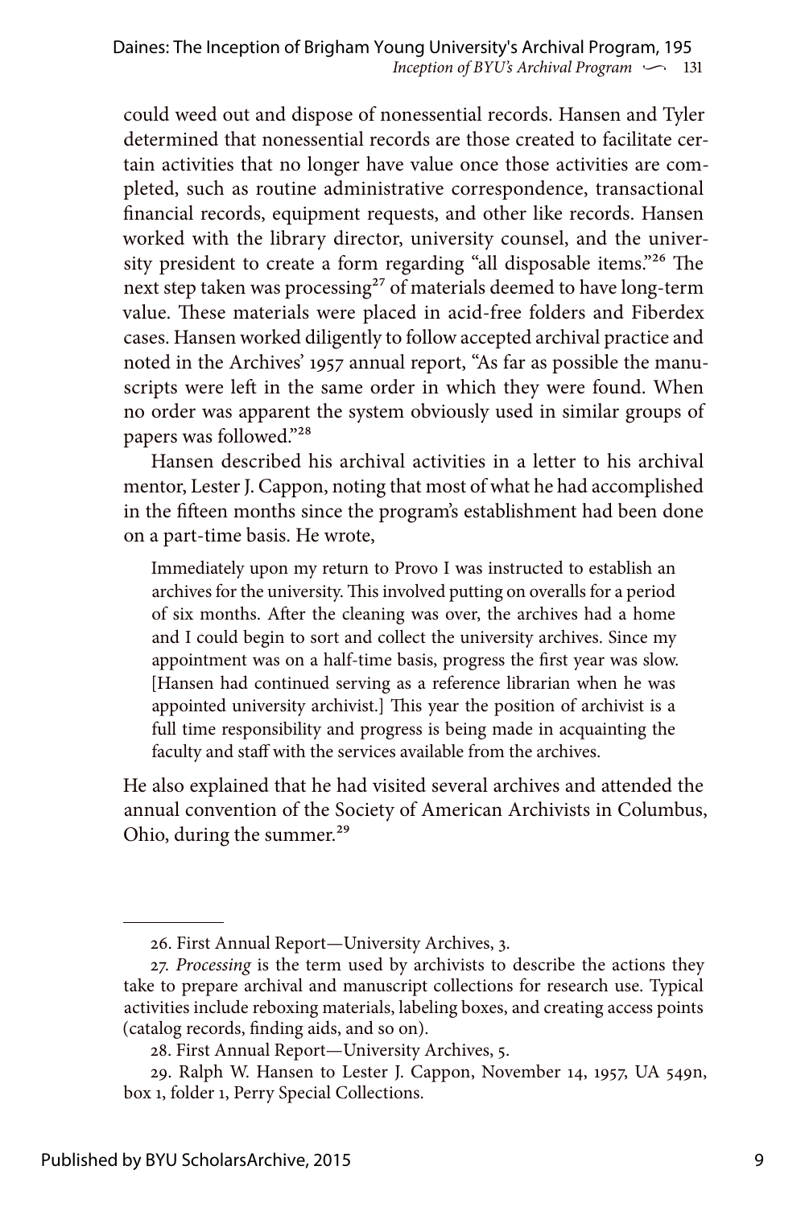could weed out and dispose of nonessential records. Hansen and Tyler determined that nonessential records are those created to facilitate certain activities that no longer have value once those activities are completed, such as routine administrative correspondence, transactional financial records, equipment requests, and other like records. Hansen worked with the library director, university counsel, and the university president to create a form regarding "all disposable items."[26] The next step taken was processing[27] of materials deemed to have long-term value. These materials were placed in acid-free folders and Fiberdex cases. Hansen worked diligently to follow accepted archival practice and noted in the Archives' 1957 annual report, "As far as possible the manuscripts were left in the same order in which they were found. When no order was apparent the system obviously used in similar groups of papers was followed."[28]

Hansen described his archival activities in a letter to his archival mentor, Lester J. Cappon, noting that most of what he had accomplished in the fifteen months since the program's establishment had been done on a part-time basis. He wrote,

> Immediately upon my return to Provo I was instructed to establish an archives for the university. This involved putting on overalls for a period of six months. After the cleaning was over, the archives had a home and I could begin to sort and collect the university archives. Since my appointment was on a half-time basis, progress the first year was slow. [Hansen had continued serving as a reference librarian when he was appointed university archivist.] This year the position of archivist is a full time responsibility and progress is being made in acquainting the faculty and staff with the services available from the archives.

He also explained that he had visited several archives and attended the annual convention of the Society of American Archivists in Columbus, Ohio, during the summer.[29]

---

26. First Annual Report—University Archives, 3.

27. *Processing* is the term used by archivists to describe the actions they take to prepare archival and manuscript collections for research use. Typical activities include reboxing materials, labeling boxes, and creating access points (catalog records, finding aids, and so on).

28. First Annual Report—University Archives, 5.

29. Ralph W. Hansen to Lester J. Cappon, November 14, 1957, UA 549n, box 1, folder 1, Perry Special Collections.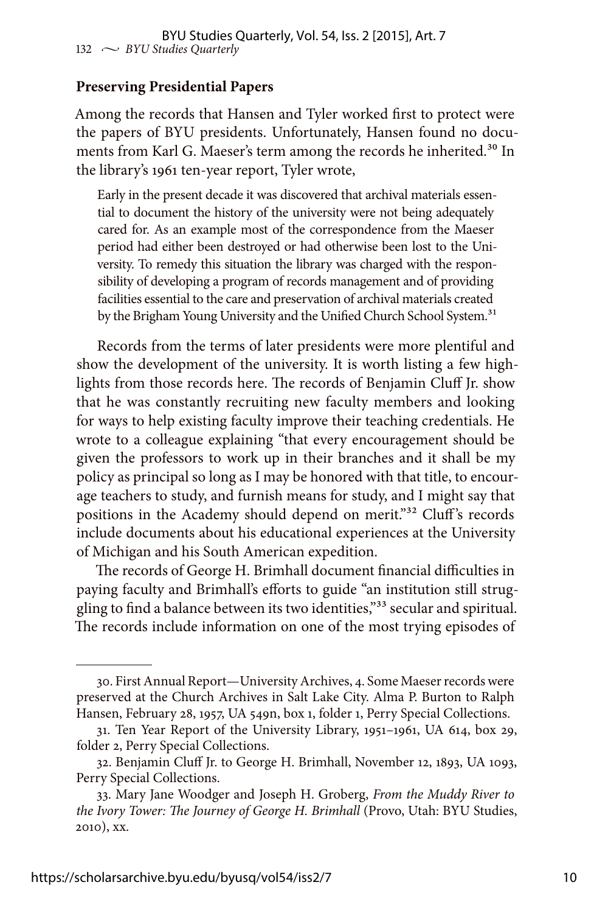## Preserving Presidential Papers

Among the records that Hansen and Tyler worked first to protect were the papers of BYU presidents. Unfortunately, Hansen found no documents from Karl G. Maeser's term among the records he inherited.[30] In the library's 1961 ten-year report, Tyler wrote,

> Early in the present decade it was discovered that archival materials essential to document the history of the university were not being adequately cared for. As an example most of the correspondence from the Maeser period had either been destroyed or had otherwise been lost to the University. To remedy this situation the library was charged with the responsibility of developing a program of records management and of providing facilities essential to the care and preservation of archival materials created by the Brigham Young University and the Unified Church School System.[31]

Records from the terms of later presidents were more plentiful and show the development of the university. It is worth listing a few highlights from those records here. The records of Benjamin Cluff Jr. show that he was constantly recruiting new faculty members and looking for ways to help existing faculty improve their teaching credentials. He wrote to a colleague explaining "that every encouragement should be given the professors to work up in their branches and it shall be my policy as principal so long as I may be honored with that title, to encourage teachers to study, and furnish means for study, and I might say that positions in the Academy should depend on merit."[32] Cluff's records include documents about his educational experiences at the University of Michigan and his South American expedition.

The records of George H. Brimhall document financial difficulties in paying faculty and Brimhall's efforts to guide "an institution still struggling to find a balance between its two identities,"[33] secular and spiritual. The records include information on one of the most trying episodes of

---

30. First Annual Report—University Archives, 4. Some Maeser records were preserved at the Church Archives in Salt Lake City. Alma P. Burton to Ralph Hansen, February 28, 1957, UA 549n, box 1, folder 1, Perry Special Collections.

31. Ten Year Report of the University Library, 1951–1961, UA 614, box 29, folder 2, Perry Special Collections.

32. Benjamin Cluff Jr. to George H. Brimhall, November 12, 1893, UA 1093, Perry Special Collections.

33. Mary Jane Woodger and Joseph H. Groberg, *From the Muddy River to the Ivory Tower: The Journey of George H. Brimhall* (Provo, Utah: BYU Studies, 2010), xx.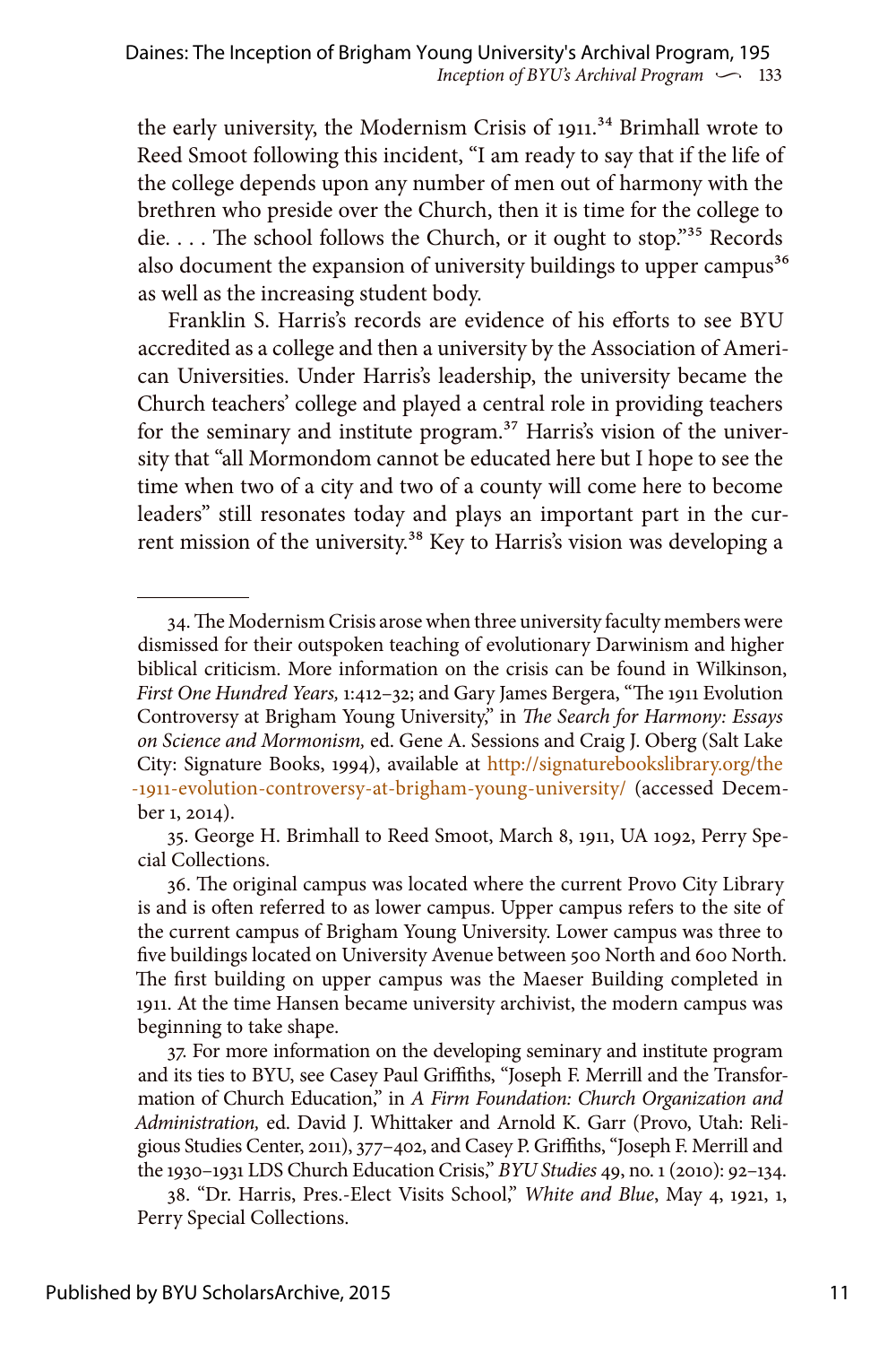the early university, the Modernism Crisis of 1911.[34] Brimhall wrote to Reed Smoot following this incident, "I am ready to say that if the life of the college depends upon any number of men out of harmony with the brethren who preside over the Church, then it is time for the college to die. . . . The school follows the Church, or it ought to stop."[35] Records also document the expansion of university buildings to upper campus[36] as well as the increasing student body.

Franklin S. Harris's records are evidence of his efforts to see BYU accredited as a college and then a university by the Association of American Universities. Under Harris's leadership, the university became the Church teachers' college and played a central role in providing teachers for the seminary and institute program.[37] Harris's vision of the university that "all Mormondom cannot be educated here but I hope to see the time when two of a city and two of a county will come here to become leaders" still resonates today and plays an important part in the current mission of the university.[38] Key to Harris's vision was developing a

---

34. The Modernism Crisis arose when three university faculty members were dismissed for their outspoken teaching of evolutionary Darwinism and higher biblical criticism. More information on the crisis can be found in Wilkinson, *First One Hundred Years,* 1:412–32; and Gary James Bergera, "The 1911 Evolution Controversy at Brigham Young University," in *The Search for Harmony: Essays on Science and Mormonism,* ed. Gene A. Sessions and Craig J. Oberg (Salt Lake City: Signature Books, 1994), available at http://signaturebookslibrary.org/the-1911-evolution-controversy-at-brigham-young-university/ (accessed December 1, 2014).

35. George H. Brimhall to Reed Smoot, March 8, 1911, UA 1092, Perry Special Collections.

36. The original campus was located where the current Provo City Library is and is often referred to as lower campus. Upper campus refers to the site of the current campus of Brigham Young University. Lower campus was three to five buildings located on University Avenue between 500 North and 600 North. The first building on upper campus was the Maeser Building completed in 1911. At the time Hansen became university archivist, the modern campus was beginning to take shape.

37. For more information on the developing seminary and institute program and its ties to BYU, see Casey Paul Griffiths, "Joseph F. Merrill and the Transformation of Church Education," in *A Firm Foundation: Church Organization and Administration,* ed. David J. Whittaker and Arnold K. Garr (Provo, Utah: Religious Studies Center, 2011), 377–402, and Casey P. Griffiths, "Joseph F. Merrill and the 1930–1931 LDS Church Education Crisis," *BYU Studies* 49, no. 1 (2010): 92–134.

38. "Dr. Harris, Pres.-Elect Visits School," *White and Blue*, May 4, 1921, 1, Perry Special Collections.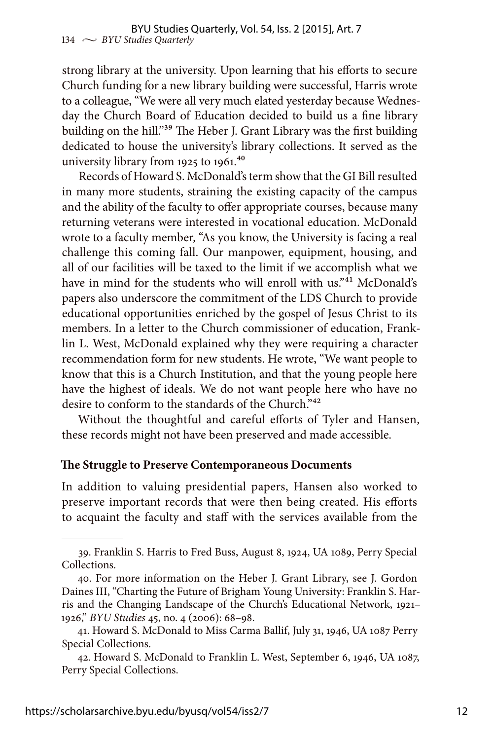strong library at the university. Upon learning that his efforts to secure Church funding for a new library building were successful, Harris wrote to a colleague, "We were all very much elated yesterday because Wednesday the Church Board of Education decided to build us a fine library building on the hill."[39] The Heber J. Grant Library was the first building dedicated to house the university's library collections. It served as the university library from 1925 to 1961.[40]

Records of Howard S. McDonald's term show that the GI Bill resulted in many more students, straining the existing capacity of the campus and the ability of the faculty to offer appropriate courses, because many returning veterans were interested in vocational education. McDonald wrote to a faculty member, "As you know, the University is facing a real challenge this coming fall. Our manpower, equipment, housing, and all of our facilities will be taxed to the limit if we accomplish what we have in mind for the students who will enroll with us."[41] McDonald's papers also underscore the commitment of the LDS Church to provide educational opportunities enriched by the gospel of Jesus Christ to its members. In a letter to the Church commissioner of education, Franklin L. West, McDonald explained why they were requiring a character recommendation form for new students. He wrote, "We want people to know that this is a Church Institution, and that the young people here have the highest of ideals. We do not want people here who have no desire to conform to the standards of the Church."[42]

Without the thoughtful and careful efforts of Tyler and Hansen, these records might not have been preserved and made accessible.

### The Struggle to Preserve Contemporaneous Documents

In addition to valuing presidential papers, Hansen also worked to preserve important records that were then being created. His efforts to acquaint the faculty and staff with the services available from the

---

39. Franklin S. Harris to Fred Buss, August 8, 1924, UA 1089, Perry Special Collections.

40. For more information on the Heber J. Grant Library, see J. Gordon Daines III, "Charting the Future of Brigham Young University: Franklin S. Harris and the Changing Landscape of the Church's Educational Network, 1921–1926," *BYU Studies* 45, no. 4 (2006): 68–98.

41. Howard S. McDonald to Miss Carma Ballif, July 31, 1946, UA 1087 Perry Special Collections.

42. Howard S. McDonald to Franklin L. West, September 6, 1946, UA 1087, Perry Special Collections.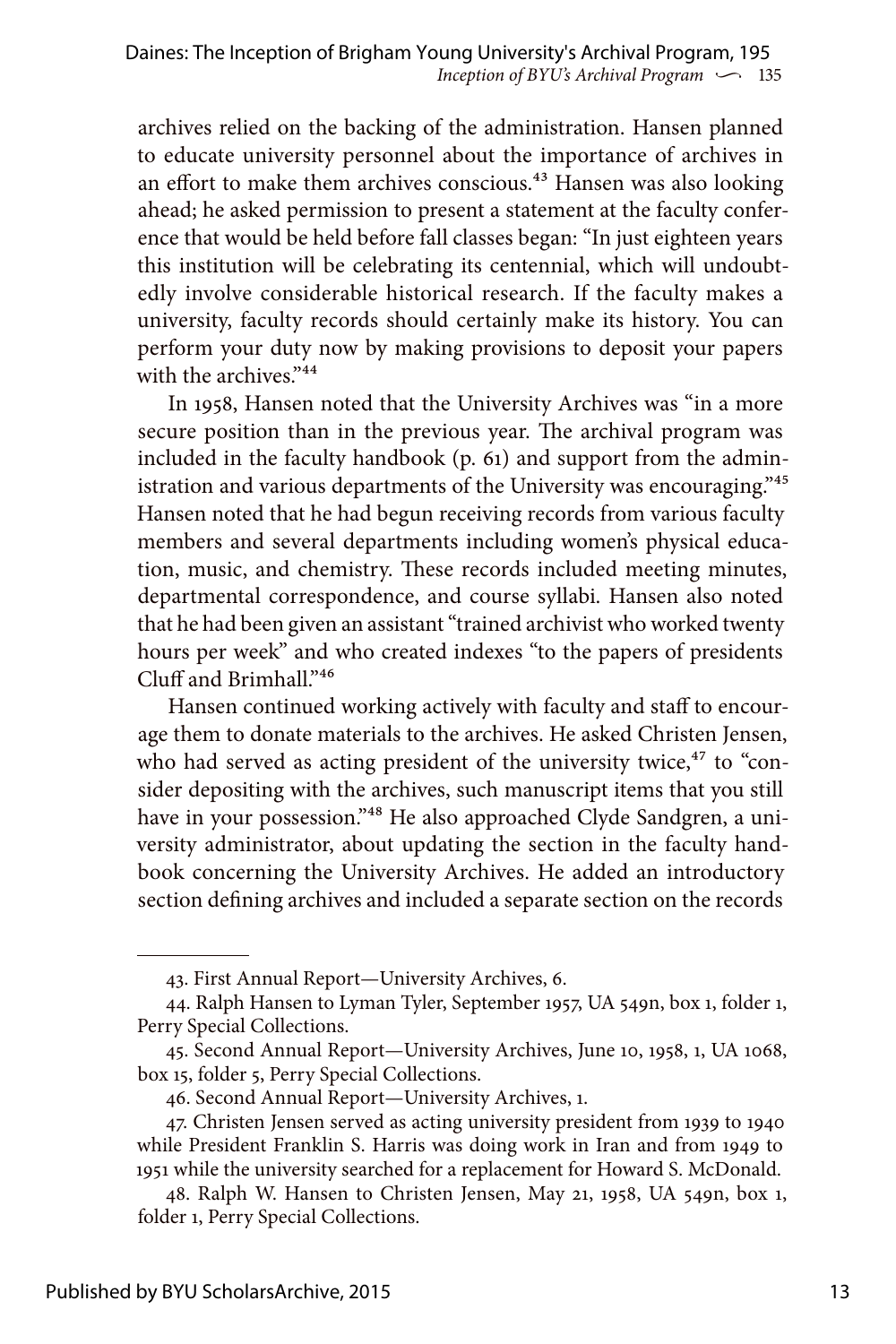archives relied on the backing of the administration. Hansen planned to educate university personnel about the importance of archives in an effort to make them archives conscious.[43] Hansen was also looking ahead; he asked permission to present a statement at the faculty conference that would be held before fall classes began: "In just eighteen years this institution will be celebrating its centennial, which will undoubtedly involve considerable historical research. If the faculty makes a university, faculty records should certainly make its history. You can perform your duty now by making provisions to deposit your papers with the archives."[44]

In 1958, Hansen noted that the University Archives was "in a more secure position than in the previous year. The archival program was included in the faculty handbook (p. 61) and support from the administration and various departments of the University was encouraging."[45] Hansen noted that he had begun receiving records from various faculty members and several departments including women's physical education, music, and chemistry. These records included meeting minutes, departmental correspondence, and course syllabi. Hansen also noted that he had been given an assistant "trained archivist who worked twenty hours per week" and who created indexes "to the papers of presidents Cluff and Brimhall."[46]

Hansen continued working actively with faculty and staff to encourage them to donate materials to the archives. He asked Christen Jensen, who had served as acting president of the university twice,[47] to "consider depositing with the archives, such manuscript items that you still have in your possession."[48] He also approached Clyde Sandgren, a university administrator, about updating the section in the faculty handbook concerning the University Archives. He added an introductory section defining archives and included a separate section on the records

---

43. First Annual Report—University Archives, 6.

44. Ralph Hansen to Lyman Tyler, September 1957, UA 549n, box 1, folder 1, Perry Special Collections.

45. Second Annual Report—University Archives, June 10, 1958, 1, UA 1068, box 15, folder 5, Perry Special Collections.

46. Second Annual Report—University Archives, 1.

47. Christen Jensen served as acting university president from 1939 to 1940 while President Franklin S. Harris was doing work in Iran and from 1949 to 1951 while the university searched for a replacement for Howard S. McDonald.

48. Ralph W. Hansen to Christen Jensen, May 21, 1958, UA 549n, box 1, folder 1, Perry Special Collections.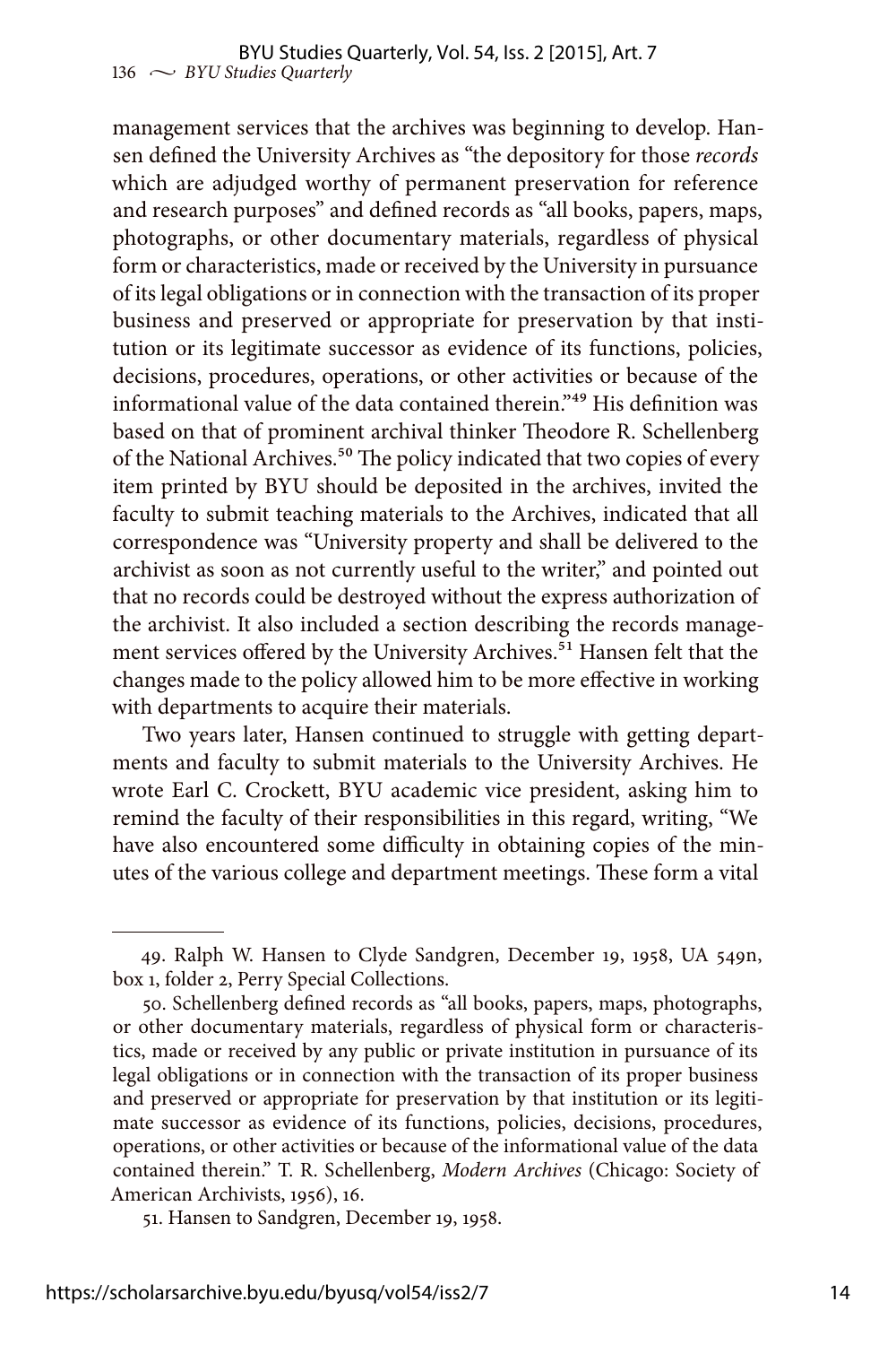management services that the archives was beginning to develop. Hansen defined the University Archives as "the depository for those *records* which are adjudged worthy of permanent preservation for reference and research purposes" and defined records as "all books, papers, maps, photographs, or other documentary materials, regardless of physical form or characteristics, made or received by the University in pursuance of its legal obligations or in connection with the transaction of its proper business and preserved or appropriate for preservation by that institution or its legitimate successor as evidence of its functions, policies, decisions, procedures, operations, or other activities or because of the informational value of the data contained therein."[49] His definition was based on that of prominent archival thinker Theodore R. Schellenberg of the National Archives.[50] The policy indicated that two copies of every item printed by BYU should be deposited in the archives, invited the faculty to submit teaching materials to the Archives, indicated that all correspondence was "University property and shall be delivered to the archivist as soon as not currently useful to the writer," and pointed out that no records could be destroyed without the express authorization of the archivist. It also included a section describing the records management services offered by the University Archives.[51] Hansen felt that the changes made to the policy allowed him to be more effective in working with departments to acquire their materials.

Two years later, Hansen continued to struggle with getting departments and faculty to submit materials to the University Archives. He wrote Earl C. Crockett, BYU academic vice president, asking him to remind the faculty of their responsibilities in this regard, writing, "We have also encountered some difficulty in obtaining copies of the minutes of the various college and department meetings. These form a vital

---

49. Ralph W. Hansen to Clyde Sandgren, December 19, 1958, UA 549n, box 1, folder 2, Perry Special Collections.

50. Schellenberg defined records as "all books, papers, maps, photographs, or other documentary materials, regardless of physical form or characteristics, made or received by any public or private institution in pursuance of its legal obligations or in connection with the transaction of its proper business and preserved or appropriate for preservation by that institution or its legitimate successor as evidence of its functions, policies, decisions, procedures, operations, or other activities or because of the informational value of the data contained therein." T. R. Schellenberg, *Modern Archives* (Chicago: Society of American Archivists, 1956), 16.

51. Hansen to Sandgren, December 19, 1958.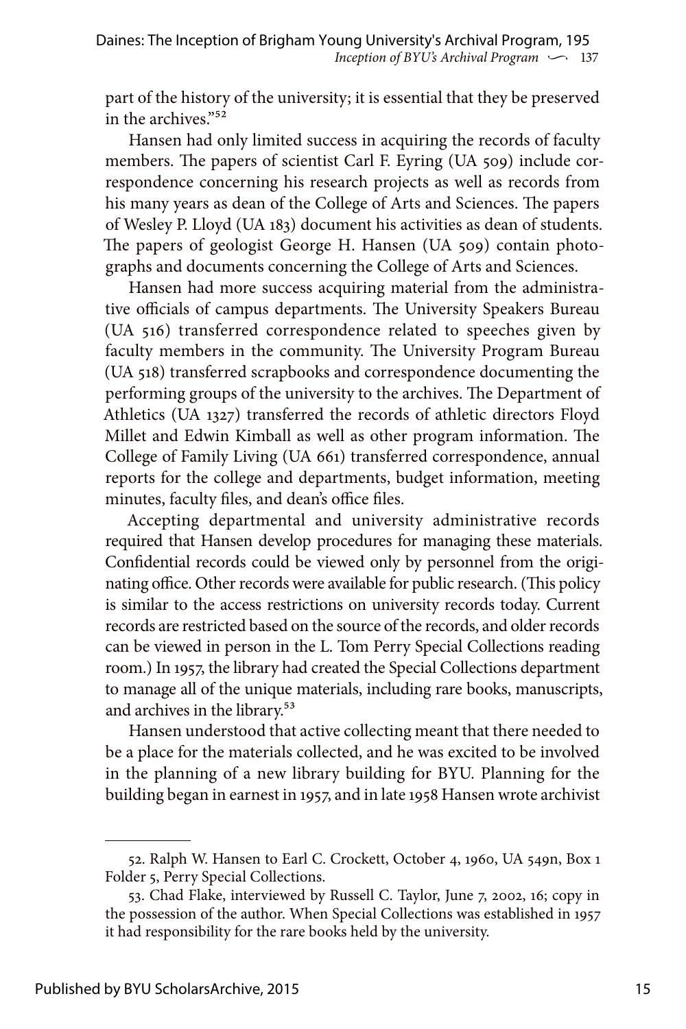part of the history of the university; it is essential that they be preserved in the archives."[52]

Hansen had only limited success in acquiring the records of faculty members. The papers of scientist Carl F. Eyring (UA 509) include correspondence concerning his research projects as well as records from his many years as dean of the College of Arts and Sciences. The papers of Wesley P. Lloyd (UA 183) document his activities as dean of students. The papers of geologist George H. Hansen (UA 509) contain photographs and documents concerning the College of Arts and Sciences.

Hansen had more success acquiring material from the administrative officials of campus departments. The University Speakers Bureau (UA 516) transferred correspondence related to speeches given by faculty members in the community. The University Program Bureau (UA 518) transferred scrapbooks and correspondence documenting the performing groups of the university to the archives. The Department of Athletics (UA 1327) transferred the records of athletic directors Floyd Millet and Edwin Kimball as well as other program information. The College of Family Living (UA 661) transferred correspondence, annual reports for the college and departments, budget information, meeting minutes, faculty files, and dean's office files.

Accepting departmental and university administrative records required that Hansen develop procedures for managing these materials. Confidential records could be viewed only by personnel from the originating office. Other records were available for public research. (This policy is similar to the access restrictions on university records today. Current records are restricted based on the source of the records, and older records can be viewed in person in the L. Tom Perry Special Collections reading room.) In 1957, the library had created the Special Collections department to manage all of the unique materials, including rare books, manuscripts, and archives in the library.[53]

Hansen understood that active collecting meant that there needed to be a place for the materials collected, and he was excited to be involved in the planning of a new library building for BYU. Planning for the building began in earnest in 1957, and in late 1958 Hansen wrote archivist

---

52. Ralph W. Hansen to Earl C. Crockett, October 4, 1960, UA 549n, Box 1 Folder 5, Perry Special Collections.

53. Chad Flake, interviewed by Russell C. Taylor, June 7, 2002, 16; copy in the possession of the author. When Special Collections was established in 1957 it had responsibility for the rare books held by the university.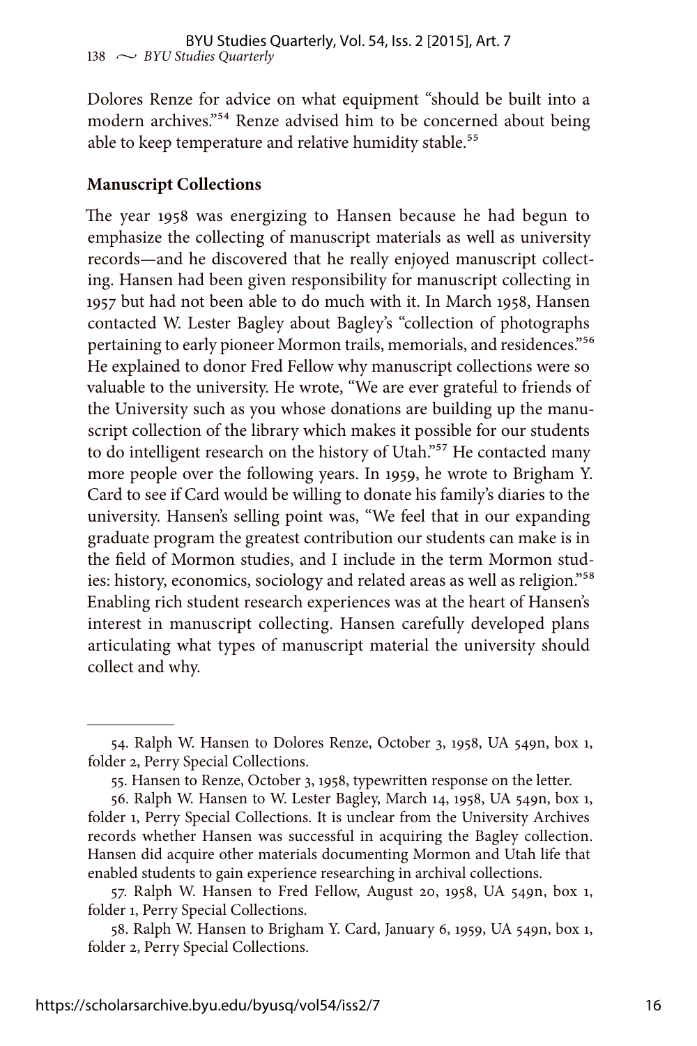Dolores Renze for advice on what equipment "should be built into a modern archives."[54] Renze advised him to be concerned about being able to keep temperature and relative humidity stable.[55]

### Manuscript Collections

The year 1958 was energizing to Hansen because he had begun to emphasize the collecting of manuscript materials as well as university records—and he discovered that he really enjoyed manuscript collecting. Hansen had been given responsibility for manuscript collecting in 1957 but had not been able to do much with it. In March 1958, Hansen contacted W. Lester Bagley about Bagley's "collection of photographs pertaining to early pioneer Mormon trails, memorials, and residences."[56] He explained to donor Fred Fellow why manuscript collections were so valuable to the university. He wrote, "We are ever grateful to friends of the University such as you whose donations are building up the manuscript collection of the library which makes it possible for our students to do intelligent research on the history of Utah."[57] He contacted many more people over the following years. In 1959, he wrote to Brigham Y. Card to see if Card would be willing to donate his family's diaries to the university. Hansen's selling point was, "We feel that in our expanding graduate program the greatest contribution our students can make is in the field of Mormon studies, and I include in the term Mormon studies: history, economics, sociology and related areas as well as religion."[58] Enabling rich student research experiences was at the heart of Hansen's interest in manuscript collecting. Hansen carefully developed plans articulating what types of manuscript material the university should collect and why.

---

54. Ralph W. Hansen to Dolores Renze, October 3, 1958, UA 549n, box 1, folder 2, Perry Special Collections.

55. Hansen to Renze, October 3, 1958, typewritten response on the letter.

56. Ralph W. Hansen to W. Lester Bagley, March 14, 1958, UA 549n, box 1, folder 1, Perry Special Collections. It is unclear from the University Archives records whether Hansen was successful in acquiring the Bagley collection. Hansen did acquire other materials documenting Mormon and Utah life that enabled students to gain experience researching in archival collections.

57. Ralph W. Hansen to Fred Fellow, August 20, 1958, UA 549n, box 1, folder 1, Perry Special Collections.

58. Ralph W. Hansen to Brigham Y. Card, January 6, 1959, UA 549n, box 1, folder 2, Perry Special Collections.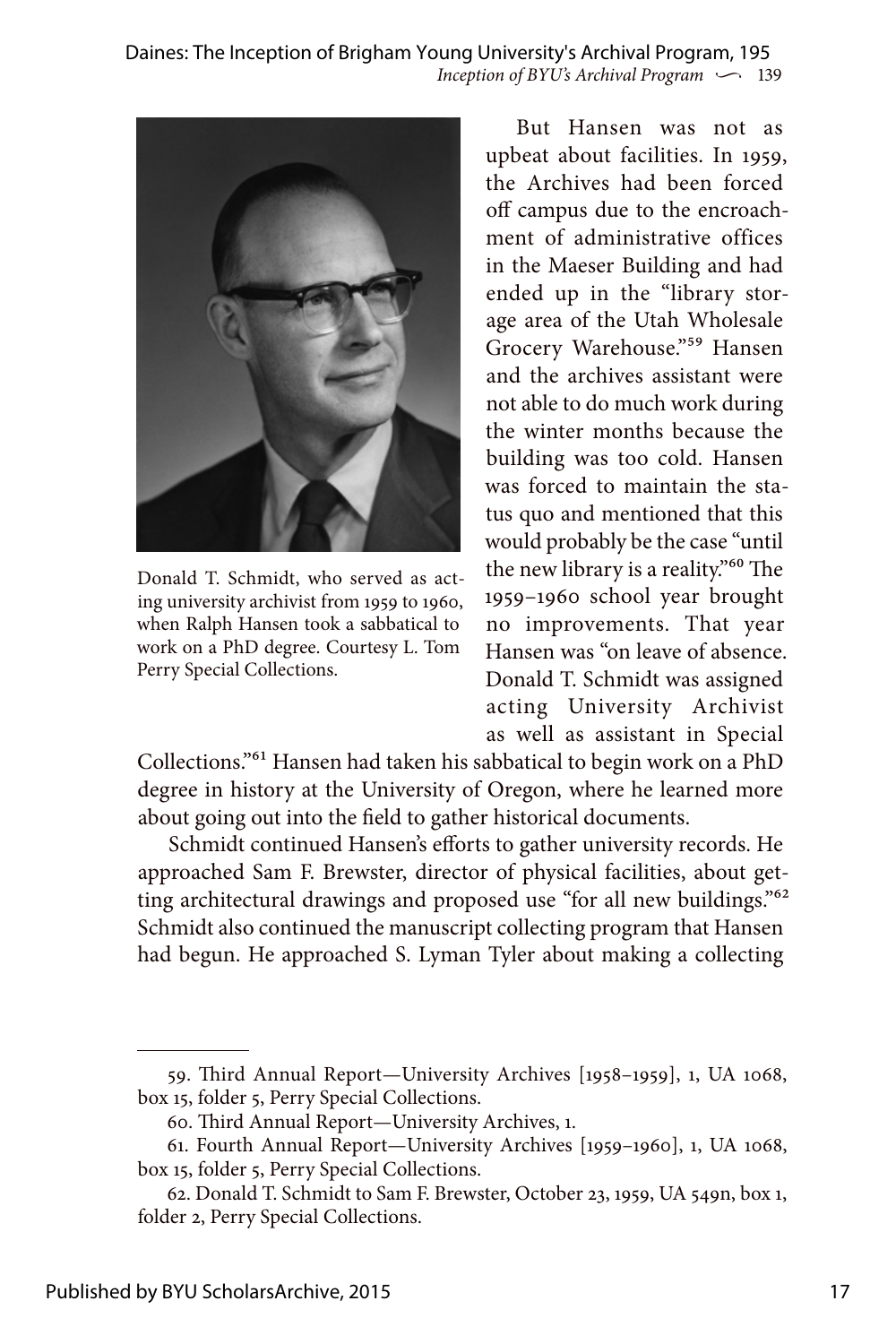Donald T. Schmidt, who served as acting university archivist from 1959 to 1960, when Ralph Hansen took a sabbatical to work on a PhD degree. Courtesy L. Tom Perry Special Collections.

But Hansen was not as upbeat about facilities. In 1959, the Archives had been forced off campus due to the encroachment of administrative offices in the Maeser Building and had ended up in the "library storage area of the Utah Wholesale Grocery Warehouse."[59] Hansen and the archives assistant were not able to do much work during the winter months because the building was too cold. Hansen was forced to maintain the status quo and mentioned that this would probably be the case "until the new library is a reality."[60] The 1959–1960 school year brought no improvements. That year Hansen was "on leave of absence. Donald T. Schmidt was assigned acting University Archivist as well as assistant in Special Collections."[61] Hansen had taken his sabbatical to begin work on a PhD degree in history at the University of Oregon, where he learned more about going out into the field to gather historical documents.

Schmidt continued Hansen's efforts to gather university records. He approached Sam F. Brewster, director of physical facilities, about getting architectural drawings and proposed use "for all new buildings."[62] Schmidt also continued the manuscript collecting program that Hansen had begun. He approached S. Lyman Tyler about making a collecting

---

59. Third Annual Report—University Archives [1958–1959], 1, UA 1068, box 15, folder 5, Perry Special Collections.

60. Third Annual Report—University Archives, 1.

61. Fourth Annual Report—University Archives [1959–1960], 1, UA 1068, box 15, folder 5, Perry Special Collections.

62. Donald T. Schmidt to Sam F. Brewster, October 23, 1959, UA 549n, box 1, folder 2, Perry Special Collections.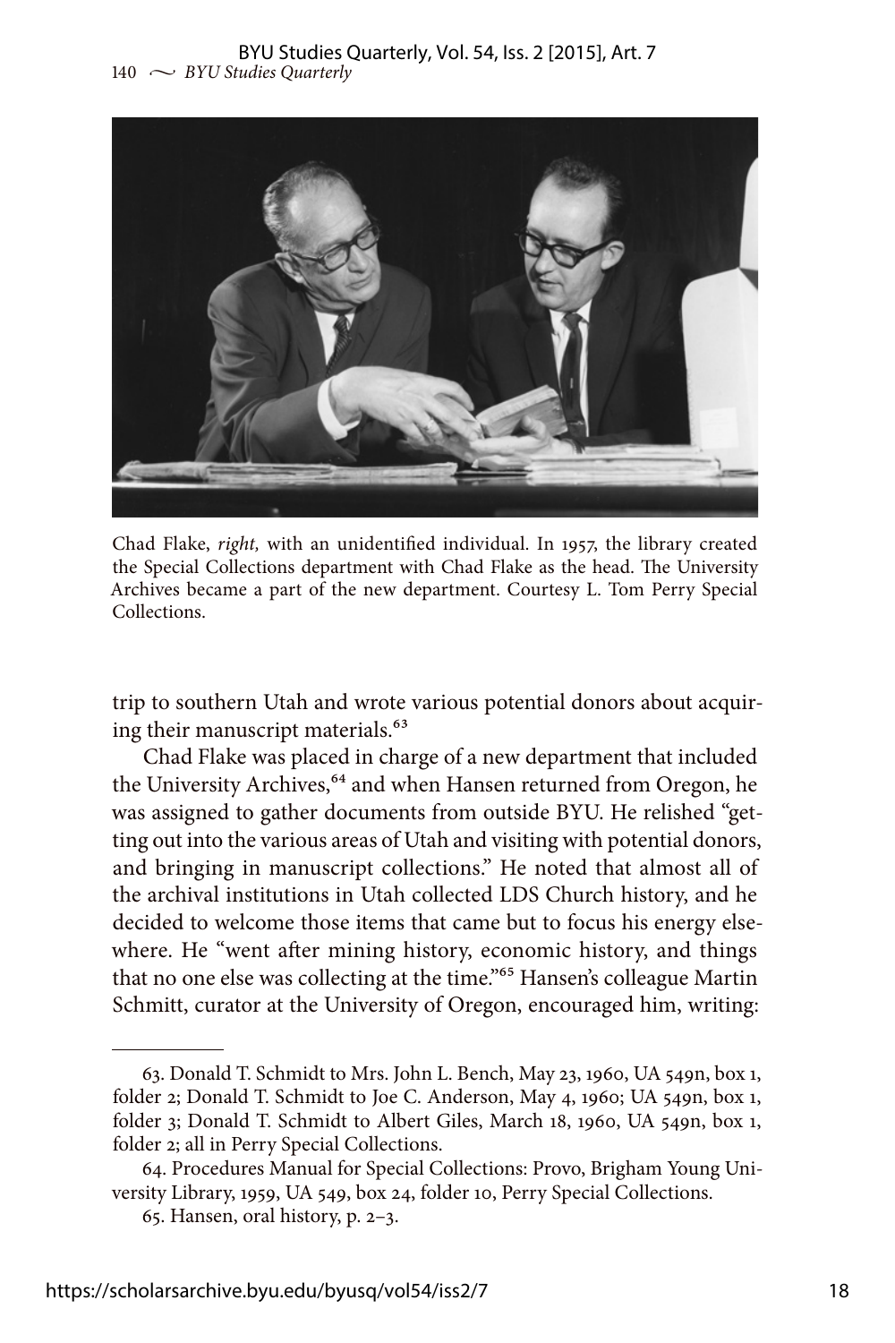Chad Flake, *right,* with an unidentified individual. In 1957, the library created the Special Collections department with Chad Flake as the head. The University Archives became a part of the new department. Courtesy L. Tom Perry Special Collections.

trip to southern Utah and wrote various potential donors about acquiring their manuscript materials.[63]

Chad Flake was placed in charge of a new department that included the University Archives,[64] and when Hansen returned from Oregon, he was assigned to gather documents from outside BYU. He relished "getting out into the various areas of Utah and visiting with potential donors, and bringing in manuscript collections." He noted that almost all of the archival institutions in Utah collected LDS Church history, and he decided to welcome those items that came but to focus his energy elsewhere. He "went after mining history, economic history, and things that no one else was collecting at the time."[65] Hansen's colleague Martin Schmitt, curator at the University of Oregon, encouraged him, writing:

---

63. Donald T. Schmidt to Mrs. John L. Bench, May 23, 1960, UA 549n, box 1, folder 2; Donald T. Schmidt to Joe C. Anderson, May 4, 1960; UA 549n, box 1, folder 3; Donald T. Schmidt to Albert Giles, March 18, 1960, UA 549n, box 1, folder 2; all in Perry Special Collections.

64. Procedures Manual for Special Collections: Provo, Brigham Young University Library, 1959, UA 549, box 24, folder 10, Perry Special Collections.

65. Hansen, oral history, p. 2–3.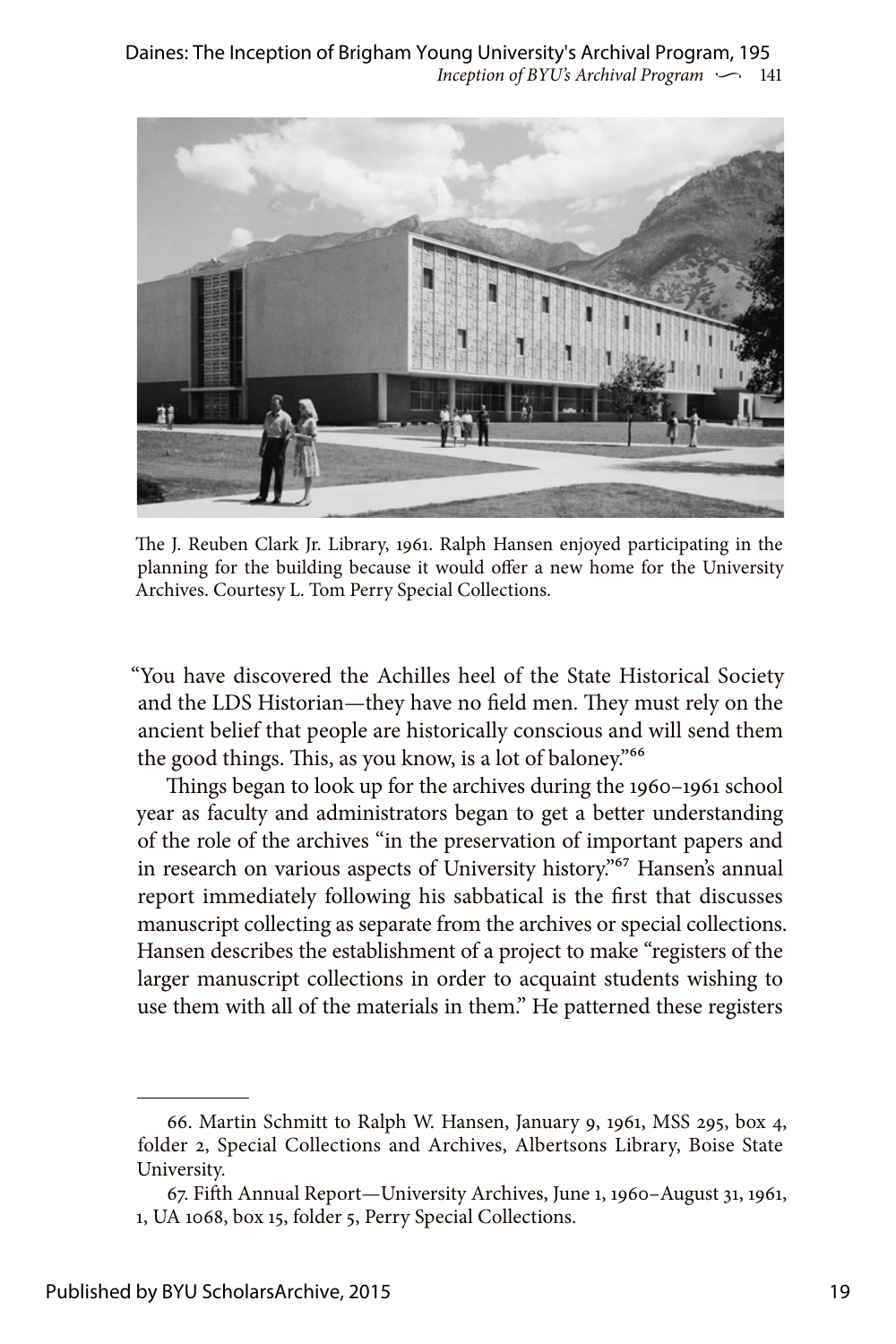The J. Reuben Clark Jr. Library, 1961. Ralph Hansen enjoyed participating in the planning for the building because it would offer a new home for the University Archives. Courtesy L. Tom Perry Special Collections.

"You have discovered the Achilles heel of the State Historical Society and the LDS Historian—they have no field men. They must rely on the ancient belief that people are historically conscious and will send them the good things. This, as you know, is a lot of baloney."[66]

Things began to look up for the archives during the 1960–1961 school year as faculty and administrators began to get a better understanding of the role of the archives "in the preservation of important papers and in research on various aspects of University history."[67] Hansen's annual report immediately following his sabbatical is the first that discusses manuscript collecting as separate from the archives or special collections. Hansen describes the establishment of a project to make "registers of the larger manuscript collections in order to acquaint students wishing to use them with all of the materials in them." He patterned these registers

66. Martin Schmitt to Ralph W. Hansen, January 9, 1961, MSS 295, box 4, folder 2, Special Collections and Archives, Albertsons Library, Boise State University.

67. Fifth Annual Report—University Archives, June 1, 1960–August 31, 1961, 1, UA 1068, box 15, folder 5, Perry Special Collections.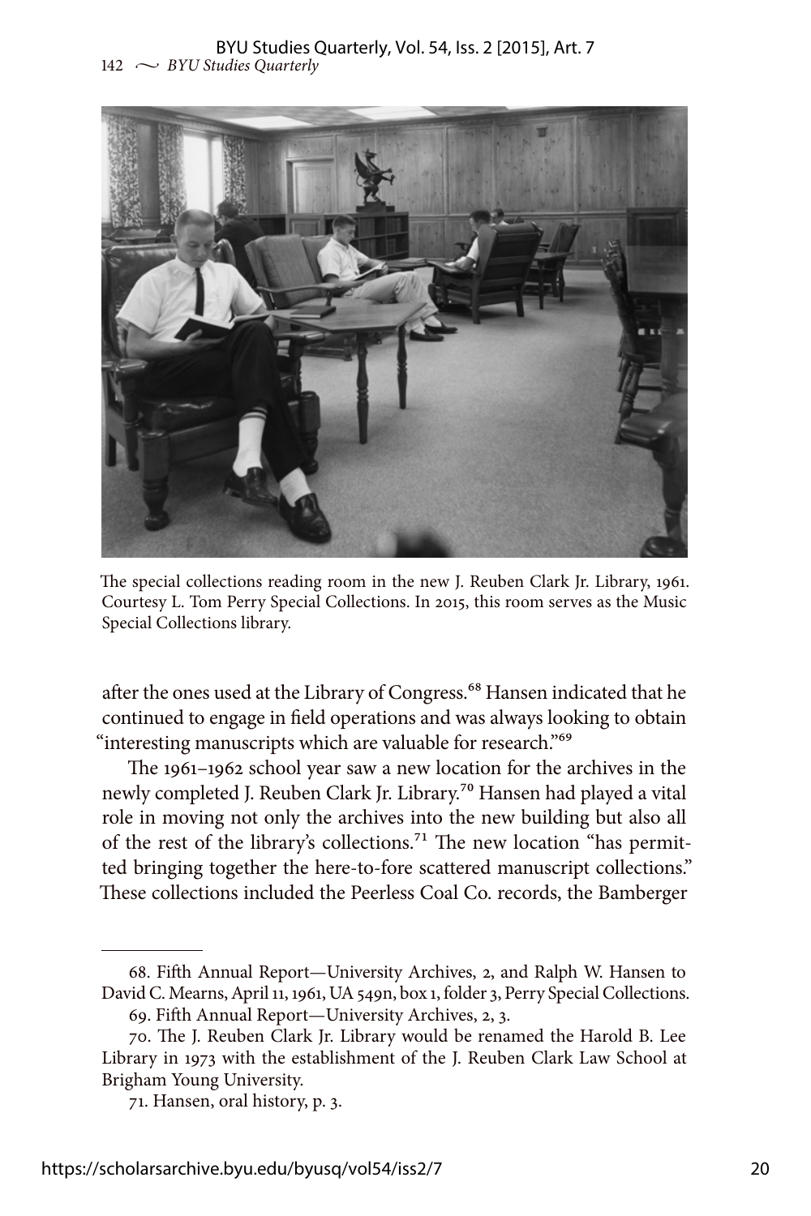The special collections reading room in the new J. Reuben Clark Jr. Library, 1961. Courtesy L. Tom Perry Special Collections. In 2015, this room serves as the Music Special Collections library.

after the ones used at the Library of Congress.[68] Hansen indicated that he continued to engage in field operations and was always looking to obtain "interesting manuscripts which are valuable for research."[69]

The 1961–1962 school year saw a new location for the archives in the newly completed J. Reuben Clark Jr. Library.[70] Hansen had played a vital role in moving not only the archives into the new building but also all of the rest of the library's collections.[71] The new location "has permitted bringing together the here-to-fore scattered manuscript collections." These collections included the Peerless Coal Co. records, the Bamberger

---

68. Fifth Annual Report—University Archives, 2, and Ralph W. Hansen to David C. Mearns, April 11, 1961, UA 549n, box 1, folder 3, Perry Special Collections.

69. Fifth Annual Report—University Archives, 2, 3.

70. The J. Reuben Clark Jr. Library would be renamed the Harold B. Lee Library in 1973 with the establishment of the J. Reuben Clark Law School at Brigham Young University.

71. Hansen, oral history, p. 3.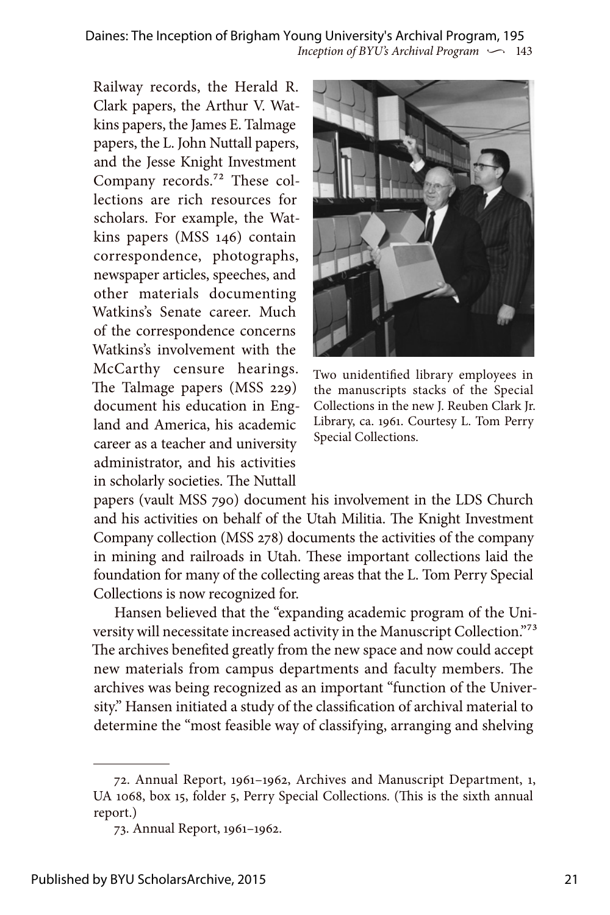Railway records, the Herald R. Clark papers, the Arthur V. Watkins papers, the James E. Talmage papers, the L. John Nuttall papers, and the Jesse Knight Investment Company records.[72] These collections are rich resources for scholars. For example, the Watkins papers (MSS 146) contain correspondence, photographs, newspaper articles, speeches, and other materials documenting Watkins's Senate career. Much of the correspondence concerns Watkins's involvement with the McCarthy censure hearings. The Talmage papers (MSS 229) document his education in England and America, his academic career as a teacher and university administrator, and his activities in scholarly societies. The Nuttall papers (vault MSS 790) document his involvement in the LDS Church and his activities on behalf of the Utah Militia. The Knight Investment Company collection (MSS 278) documents the activities of the company in mining and railroads in Utah. These important collections laid the foundation for many of the collecting areas that the L. Tom Perry Special Collections is now recognized for.

Two unidentified library employees in the manuscripts stacks of the Special Collections in the new J. Reuben Clark Jr. Library, ca. 1961. Courtesy L. Tom Perry Special Collections.

Hansen believed that the "expanding academic program of the University will necessitate increased activity in the Manuscript Collection."[73] The archives benefited greatly from the new space and now could accept new materials from campus departments and faculty members. The archives was being recognized as an important "function of the University." Hansen initiated a study of the classification of archival material to determine the "most feasible way of classifying, arranging and shelving

---

72. Annual Report, 1961–1962, Archives and Manuscript Department, 1, UA 1068, box 15, folder 5, Perry Special Collections. (This is the sixth annual report.)

73. Annual Report, 1961–1962.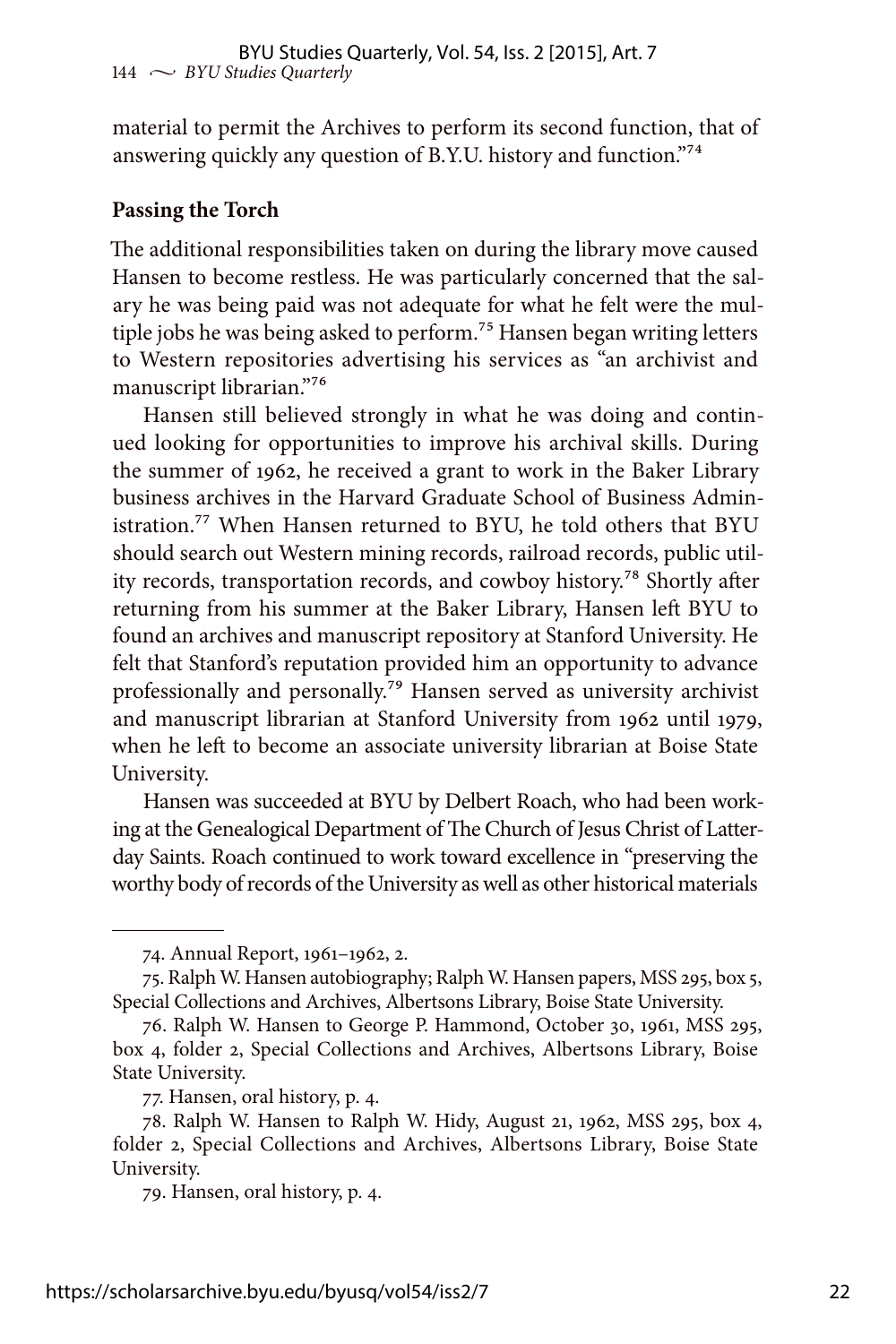material to permit the Archives to perform its second function, that of answering quickly any question of B.Y.U. history and function."[74]

## Passing the Torch

The additional responsibilities taken on during the library move caused Hansen to become restless. He was particularly concerned that the salary he was being paid was not adequate for what he felt were the multiple jobs he was being asked to perform.[75] Hansen began writing letters to Western repositories advertising his services as "an archivist and manuscript librarian."[76]

Hansen still believed strongly in what he was doing and continued looking for opportunities to improve his archival skills. During the summer of 1962, he received a grant to work in the Baker Library business archives in the Harvard Graduate School of Business Administration.[77] When Hansen returned to BYU, he told others that BYU should search out Western mining records, railroad records, public utility records, transportation records, and cowboy history.[78] Shortly after returning from his summer at the Baker Library, Hansen left BYU to found an archives and manuscript repository at Stanford University. He felt that Stanford's reputation provided him an opportunity to advance professionally and personally.[79] Hansen served as university archivist and manuscript librarian at Stanford University from 1962 until 1979, when he left to become an associate university librarian at Boise State University.

Hansen was succeeded at BYU by Delbert Roach, who had been working at the Genealogical Department of The Church of Jesus Christ of Latter-day Saints. Roach continued to work toward excellence in "preserving the worthy body of records of the University as well as other historical materials

---

74. Annual Report, 1961–1962, 2.

75. Ralph W. Hansen autobiography; Ralph W. Hansen papers, MSS 295, box 5, Special Collections and Archives, Albertsons Library, Boise State University.

76. Ralph W. Hansen to George P. Hammond, October 30, 1961, MSS 295, box 4, folder 2, Special Collections and Archives, Albertsons Library, Boise State University.

77. Hansen, oral history, p. 4.

78. Ralph W. Hansen to Ralph W. Hidy, August 21, 1962, MSS 295, box 4, folder 2, Special Collections and Archives, Albertsons Library, Boise State University.

79. Hansen, oral history, p. 4.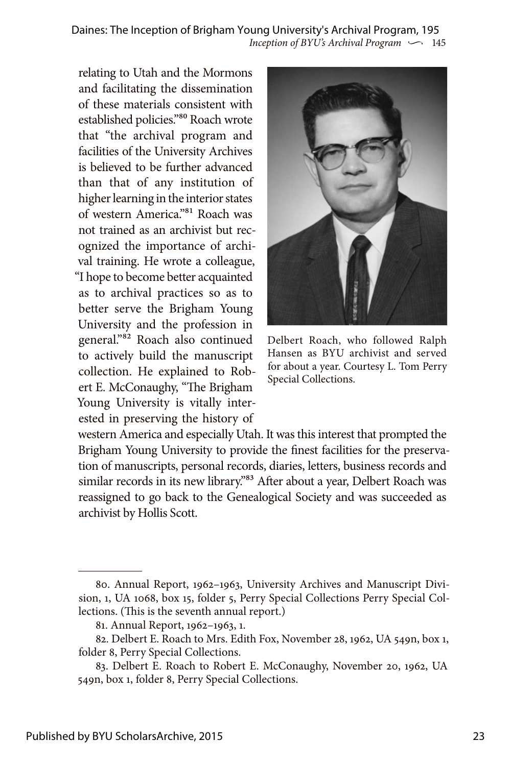relating to Utah and the Mormons and facilitating the dissemination of these materials consistent with established policies."[80] Roach wrote that "the archival program and facilities of the University Archives is believed to be further advanced than that of any institution of higher learning in the interior states of western America."[81] Roach was not trained as an archivist but recognized the importance of archival training. He wrote a colleague, "I hope to become better acquainted as to archival practices so as to better serve the Brigham Young University and the profession in general."[82] Roach also continued to actively build the manuscript collection. He explained to Robert E. McConaughy, "The Brigham Young University is vitally interested in preserving the history of western America and especially Utah. It was this interest that prompted the Brigham Young University to provide the finest facilities for the preservation of manuscripts, personal records, diaries, letters, business records and similar records in its new library."[83] After about a year, Delbert Roach was reassigned to go back to the Genealogical Society and was succeeded as archivist by Hollis Scott.

Delbert Roach, who followed Ralph Hansen as BYU archivist and served for about a year. Courtesy L. Tom Perry Special Collections.

---

80. Annual Report, 1962–1963, University Archives and Manuscript Division, 1, UA 1068, box 15, folder 5, Perry Special Collections Perry Special Collections. (This is the seventh annual report.)

81. Annual Report, 1962–1963, 1.

82. Delbert E. Roach to Mrs. Edith Fox, November 28, 1962, UA 549n, box 1, folder 8, Perry Special Collections.

83. Delbert E. Roach to Robert E. McConaughy, November 20, 1962, UA 549n, box 1, folder 8, Perry Special Collections.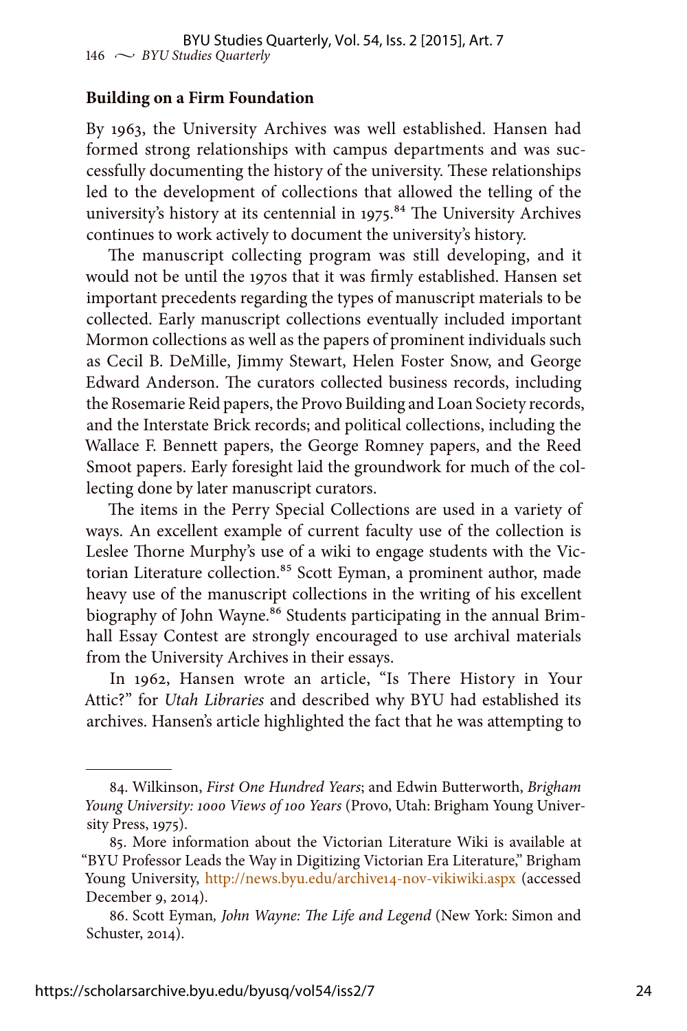**Building on a Firm Foundation**

By 1963, the University Archives was well established. Hansen had formed strong relationships with campus departments and was successfully documenting the history of the university. These relationships led to the development of collections that allowed the telling of the university's history at its centennial in 1975.[84] The University Archives continues to work actively to document the university's history.

The manuscript collecting program was still developing, and it would not be until the 1970s that it was firmly established. Hansen set important precedents regarding the types of manuscript materials to be collected. Early manuscript collections eventually included important Mormon collections as well as the papers of prominent individuals such as Cecil B. DeMille, Jimmy Stewart, Helen Foster Snow, and George Edward Anderson. The curators collected business records, including the Rosemarie Reid papers, the Provo Building and Loan Society records, and the Interstate Brick records; and political collections, including the Wallace F. Bennett papers, the George Romney papers, and the Reed Smoot papers. Early foresight laid the groundwork for much of the collecting done by later manuscript curators.

The items in the Perry Special Collections are used in a variety of ways. An excellent example of current faculty use of the collection is Leslee Thorne Murphy's use of a wiki to engage students with the Victorian Literature collection.[85] Scott Eyman, a prominent author, made heavy use of the manuscript collections in the writing of his excellent biography of John Wayne.[86] Students participating in the annual Brimhall Essay Contest are strongly encouraged to use archival materials from the University Archives in their essays.

In 1962, Hansen wrote an article, "Is There History in Your Attic?" for *Utah Libraries* and described why BYU had established its archives. Hansen's article highlighted the fact that he was attempting to

---

84. Wilkinson, *First One Hundred Years*; and Edwin Butterworth, *Brigham Young University: 1000 Views of 100 Years* (Provo, Utah: Brigham Young University Press, 1975).

85. More information about the Victorian Literature Wiki is available at "BYU Professor Leads the Way in Digitizing Victorian Era Literature," Brigham Young University, http://news.byu.edu/archive14-nov-vikiwiki.aspx (accessed December 9, 2014).

86. Scott Eyman, *John Wayne: The Life and Legend* (New York: Simon and Schuster, 2014).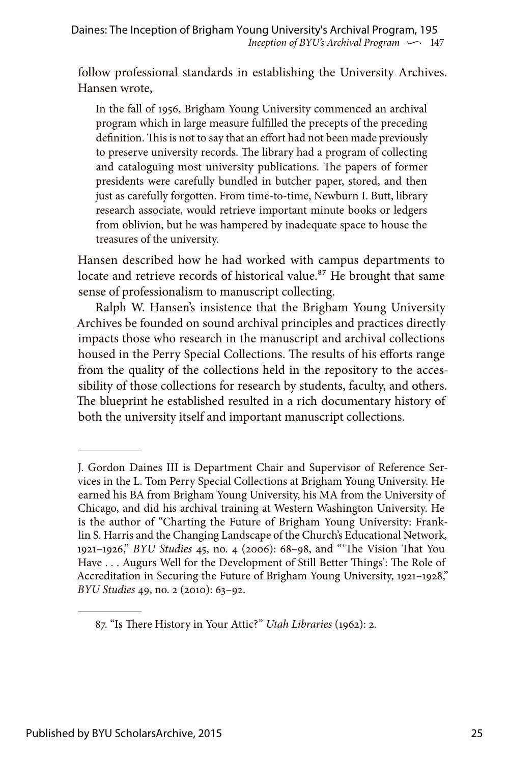follow professional standards in establishing the University Archives. Hansen wrote,

> In the fall of 1956, Brigham Young University commenced an archival program which in large measure fulfilled the precepts of the preceding definition. This is not to say that an effort had not been made previously to preserve university records. The library had a program of collecting and cataloguing most university publications. The papers of former presidents were carefully bundled in butcher paper, stored, and then just as carefully forgotten. From time-to-time, Newburn I. Butt, library research associate, would retrieve important minute books or ledgers from oblivion, but he was hampered by inadequate space to house the treasures of the university.

Hansen described how he had worked with campus departments to locate and retrieve records of historical value.[87] He brought that same sense of professionalism to manuscript collecting.

Ralph W. Hansen's insistence that the Brigham Young University Archives be founded on sound archival principles and practices directly impacts those who research in the manuscript and archival collections housed in the Perry Special Collections. The results of his efforts range from the quality of the collections held in the repository to the accessibility of those collections for research by students, faculty, and others. The blueprint he established resulted in a rich documentary history of both the university itself and important manuscript collections.

---

J. Gordon Daines III is Department Chair and Supervisor of Reference Services in the L. Tom Perry Special Collections at Brigham Young University. He earned his BA from Brigham Young University, his MA from the University of Chicago, and did his archival training at Western Washington University. He is the author of "Charting the Future of Brigham Young University: Franklin S. Harris and the Changing Landscape of the Church's Educational Network, 1921–1926," *BYU Studies* 45, no. 4 (2006): 68–98, and "'The Vision That You Have . . . Augurs Well for the Development of Still Better Things': The Role of Accreditation in Securing the Future of Brigham Young University, 1921–1928," *BYU Studies* 49, no. 2 (2010): 63–92.

---

87. "Is There History in Your Attic?" *Utah Libraries* (1962): 2.